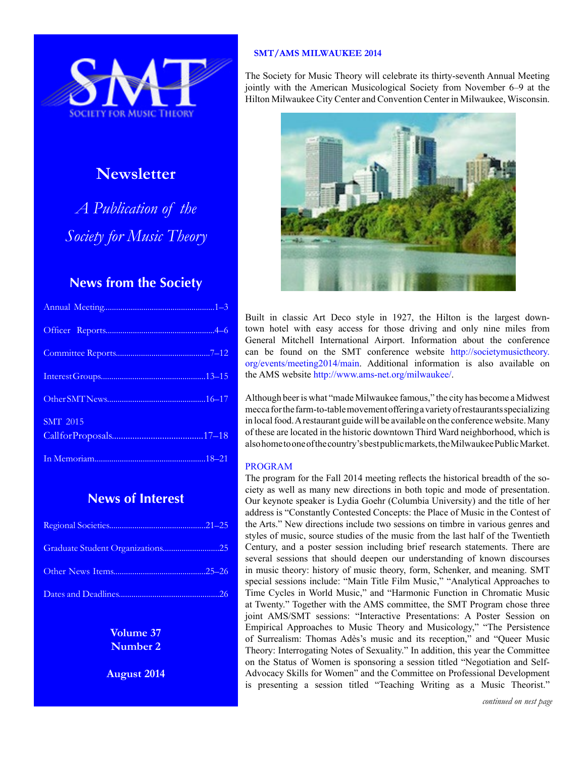# SMT

SOCIETY FOR MUSIC THEORY

## Newsletter

*A Publication of the Society for Music Theory*

### News from the Society

- Annual Meeting....................1–3
- Officer Reports....................4–6
- Committee Reports....................7–12
- Interest Groups....................13–15
- Other SMT News....................16–17
- SMT 2015 Call for Proposals....................17–18
- In Memoriam....................18–21

### News of Interest

- Regional Societies....................21–25
- Graduate Student Organizations....................25
- Other News Items....................25–26
- Dates and Deadlines....................26

**Volume 37**
**Number 2**

**August 2014**

## SMT/AMS MILWAUKEE 2014

The Society for Music Theory will celebrate its thirty-seventh Annual Meeting jointly with the American Musicological Society from November 6–9 at the Hilton Milwaukee City Center and Convention Center in Milwaukee, Wisconsin.

Built in classic Art Deco style in 1927, the Hilton is the largest downtown hotel with easy access for those driving and only nine miles from General Mitchell International Airport. Information about the conference can be found on the SMT conference website http://societymusictheory.org/events/meeting2014/main. Additional information is also available on the AMS website http://www.ams-net.org/milwaukee/.

Although beer is what "made Milwaukee famous," the city has become a Midwest mecca for the farm-to-table movement offering a variety of restaurants specializing in local food. A restaurant guide will be available on the conference website. Many of these are located in the historic downtown Third Ward neighborhood, which is also home to one of the country's best public markets, the Milwaukee Public Market.

### PROGRAM

The program for the Fall 2014 meeting reflects the historical breadth of the society as well as many new directions in both topic and mode of presentation. Our keynote speaker is Lydia Goehr (Columbia University) and the title of her address is "Constantly Contested Concepts: the Place of Music in the Contest of the Arts." New directions include two sessions on timbre in various genres and styles of music, source studies of the music from the last half of the Twentieth Century, and a poster session including brief research statements. There are several sessions that should deepen our understanding of known discourses in music theory: history of music theory, form, Schenker, and meaning. SMT special sessions include: "Main Title Film Music," "Analytical Approaches to Time Cycles in World Music," and "Harmonic Function in Chromatic Music at Twenty." Together with the AMS committee, the SMT Program chose three joint AMS/SMT sessions: "Interactive Presentations: A Poster Session on Empirical Approaches to Music Theory and Musicology," "The Persistence of Surrealism: Thomas Adès's music and its reception," and "Queer Music Theory: Interrogating Notes of Sexuality." In addition, this year the Committee on the Status of Women is sponsoring a session titled "Negotiation and Self-Advocacy Skills for Women" and the Committee on Professional Development is presenting a session titled "Teaching Writing as a Music Theorist."

*continued on next page*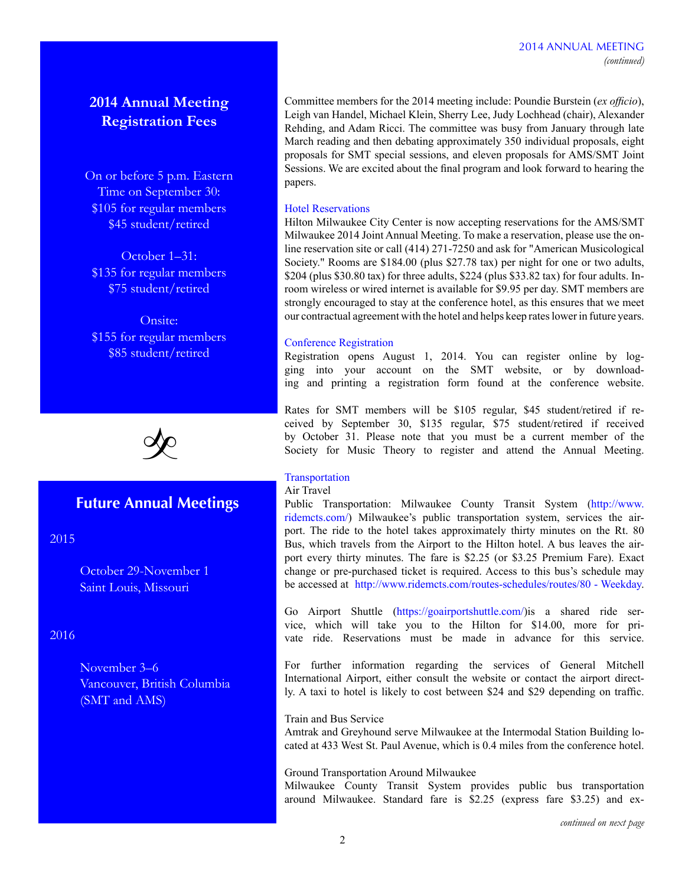## 2014 Annual Meeting Registration Fees

On or before 5 p.m. Eastern Time on September 30:
$105 for regular members
$45 student/retired

October 1–31:
$135 for regular members
$75 student/retired

Onsite:
$155 for regular members
$85 student/retired

## Future Annual Meetings

2015

October 29-November 1
Saint Louis, Missouri

2016

November 3–6
Vancouver, British Columbia
(SMT and AMS)

## 2014 ANNUAL MEETING *(continued)*

Committee members for the 2014 meeting include: Poundie Burstein (*ex officio*), Leigh van Handel, Michael Klein, Sherry Lee, Judy Lochhead (chair), Alexander Rehding, and Adam Ricci. The committee was busy from January through late March reading and then debating approximately 350 individual proposals, eight proposals for SMT special sessions, and eleven proposals for AMS/SMT Joint Sessions. We are excited about the final program and look forward to hearing the papers.

### Hotel Reservations

Hilton Milwaukee City Center is now accepting reservations for the AMS/SMT Milwaukee 2014 Joint Annual Meeting. To make a reservation, please use the online reservation site or call (414) 271-7250 and ask for "American Musicological Society." Rooms are $184.00 (plus $27.78 tax) per night for one or two adults, $204 (plus $30.80 tax) for three adults, $224 (plus $33.82 tax) for four adults. In-room wireless or wired internet is available for $9.95 per day. SMT members are strongly encouraged to stay at the conference hotel, as this ensures that we meet our contractual agreement with the hotel and helps keep rates lower in future years.

### Conference Registration

Registration opens August 1, 2014. You can register online by logging into your account on the SMT website, or by downloading and printing a registration form found at the conference website.

Rates for SMT members will be $105 regular, $45 student/retired if received by September 30, $135 regular, $75 student/retired if received by October 31. Please note that you must be a current member of the Society for Music Theory to register and attend the Annual Meeting.

### Transportation

Air Travel

Public Transportation: Milwaukee County Transit System (http://www.ridemcts.com/) Milwaukee's public transportation system, services the airport. The ride to the hotel takes approximately thirty minutes on the Rt. 80 Bus, which travels from the Airport to the Hilton hotel. A bus leaves the airport every thirty minutes. The fare is $2.25 (or $3.25 Premium Fare). Exact change or pre-purchased ticket is required. Access to this bus's schedule may be accessed at http://www.ridemcts.com/routes-schedules/routes/80 - Weekday.

Go Airport Shuttle (https://goairportshuttle.com/)is a shared ride service, which will take you to the Hilton for $14.00, more for private ride. Reservations must be made in advance for this service.

For further information regarding the services of General Mitchell International Airport, either consult the website or contact the airport directly. A taxi to hotel is likely to cost between $24 and $29 depending on traffic.

Train and Bus Service

Amtrak and Greyhound serve Milwaukee at the Intermodal Station Building located at 433 West St. Paul Avenue, which is 0.4 miles from the conference hotel.

Ground Transportation Around Milwaukee

Milwaukee County Transit System provides public bus transportation around Milwaukee. Standard fare is $2.25 (express fare $3.25) and ex-

*continued on next page*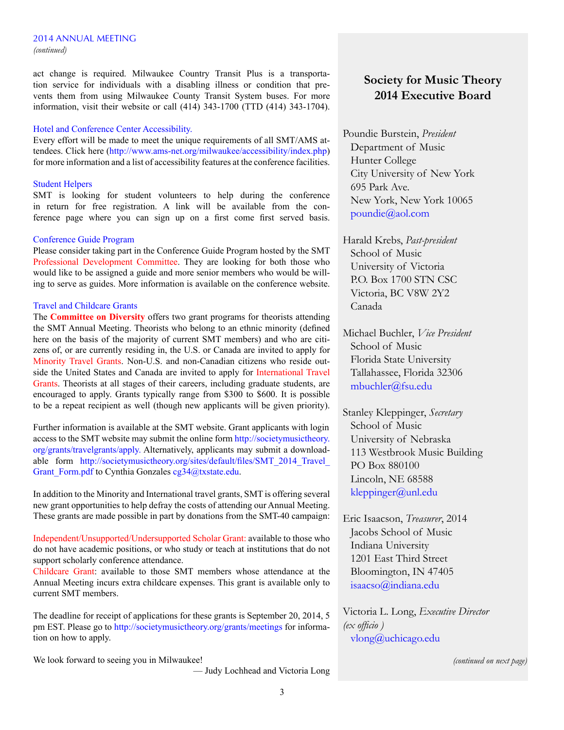## 2014 ANNUAL MEETING

*(continued)*

act change is required. Milwaukee Country Transit Plus is a transportation service for individuals with a disabling illness or condition that prevents them from using Milwaukee County Transit System buses. For more information, visit their website or call (414) 343-1700 (TTD (414) 343-1704).

### Hotel and Conference Center Accessibility.

Every effort will be made to meet the unique requirements of all SMT/AMS attendees. Click here (http://www.ams-net.org/milwaukee/accessibility/index.php) for more information and a list of accessibility features at the conference facilities.

### Student Helpers

SMT is looking for student volunteers to help during the conference in return for free registration. A link will be available from the conference page where you can sign up on a first come first served basis.

### Conference Guide Program

Please consider taking part in the Conference Guide Program hosted by the SMT Professional Development Committee. They are looking for both those who would like to be assigned a guide and more senior members who would be willing to serve as guides. More information is available on the conference website.

### Travel and Childcare Grants

The **Committee on Diversity** offers two grant programs for theorists attending the SMT Annual Meeting. Theorists who belong to an ethnic minority (defined here on the basis of the majority of current SMT members) and who are citizens of, or are currently residing in, the U.S. or Canada are invited to apply for Minority Travel Grants. Non-U.S. and non-Canadian citizens who reside outside the United States and Canada are invited to apply for International Travel Grants. Theorists at all stages of their careers, including graduate students, are encouraged to apply. Grants typically range from $300 to $600. It is possible to be a repeat recipient as well (though new applicants will be given priority).

Further information is available at the SMT website. Grant applicants with login access to the SMT website may submit the online form http://societymusictheory.org/grants/travelgrants/apply. Alternatively, applicants may submit a downloadable form http://societymusictheory.org/sites/default/files/SMT_2014_Travel_Grant_Form.pdf to Cynthia Gonzales cg34@txstate.edu.

In addition to the Minority and International travel grants, SMT is offering several new grant opportunities to help defray the costs of attending our Annual Meeting. These grants are made possible in part by donations from the SMT-40 campaign:

Independent/Unsupported/Undersupported Scholar Grant: available to those who do not have academic positions, or who study or teach at institutions that do not support scholarly conference attendance.

Childcare Grant: available to those SMT members whose attendance at the Annual Meeting incurs extra childcare expenses. This grant is available only to current SMT members.

The deadline for receipt of applications for these grants is September 20, 2014, 5 pm EST. Please go to http://societymusictheory.org/grants/meetings for information on how to apply.

We look forward to seeing you in Milwaukee!

— Judy Lochhead and Victoria Long

## Society for Music Theory 2014 Executive Board

Poundie Burstein, *President*
Department of Music
Hunter College
City University of New York
695 Park Ave.
New York, New York 10065
poundie@aol.com

Harald Krebs, *Past-president*
School of Music
University of Victoria
P.O. Box 1700 STN CSC
Victoria, BC V8W 2Y2
Canada

Michael Buchler, *Vice President*
School of Music
Florida State University
Tallahassee, Florida 32306
mbuchler@fsu.edu

Stanley Kleppinger, *Secretary*
School of Music
University of Nebraska
113 Westbrook Music Building
PO Box 880100
Lincoln, NE 68588
kleppinger@unl.edu

Eric Isaacson, *Treasurer*, 2014
Jacobs School of Music
Indiana University
1201 East Third Street
Bloomington, IN 47405
isaacso@indiana.edu

Victoria L. Long, *Executive Director (ex officio )*
vlong@uchicago.edu

*(continued on next page)*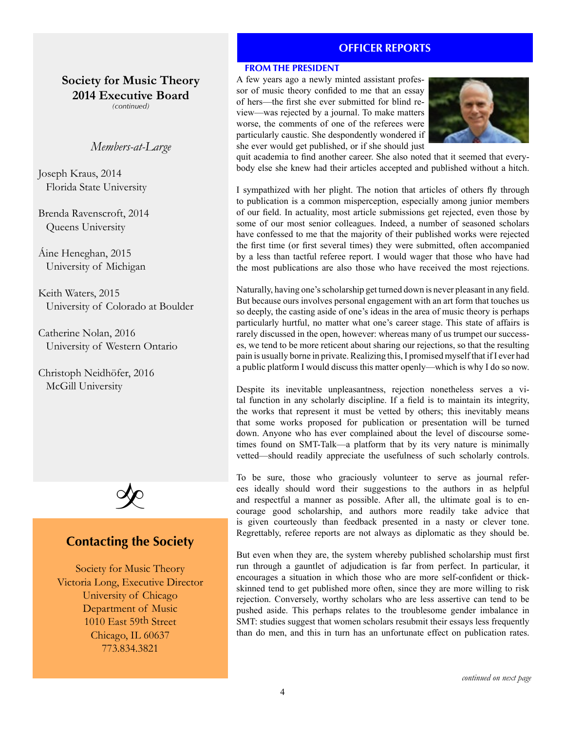## Society for Music Theory 2014 Executive Board

*(continued)*

### *Members-at-Large*

Joseph Kraus, 2014
Florida State University

Brenda Ravenscroft, 2014
Queens University

Áine Heneghan, 2015
University of Michigan

Keith Waters, 2015
University of Colorado at Boulder

Catherine Nolan, 2016
University of Western Ontario

Christoph Neidhöfer, 2016
McGill University

## Contacting the Society

Society for Music Theory
Victoria Long, Executive Director
University of Chicago
Department of Music
1010 East 59th Street
Chicago, IL 60637
773.834.3821

# OFFICER REPORTS

## FROM THE PRESIDENT

A few years ago a newly minted assistant professor of music theory confided to me that an essay of hers—the first she ever submitted for blind review—was rejected by a journal. To make matters worse, the comments of one of the referees were particularly caustic. She despondently wondered if she ever would get published, or if she should just quit academia to find another career. She also noted that it seemed that everybody else she knew had their articles accepted and published without a hitch.

I sympathized with her plight. The notion that articles of others fly through to publication is a common misperception, especially among junior members of our field. In actuality, most article submissions get rejected, even those by some of our most senior colleagues. Indeed, a number of seasoned scholars have confessed to me that the majority of their published works were rejected the first time (or first several times) they were submitted, often accompanied by a less than tactful referee report. I would wager that those who have had the most publications are also those who have received the most rejections.

Naturally, having one's scholarship get turned down is never pleasant in any field. But because ours involves personal engagement with an art form that touches us so deeply, the casting aside of one's ideas in the area of music theory is perhaps particularly hurtful, no matter what one's career stage. This state of affairs is rarely discussed in the open, however: whereas many of us trumpet our successes, we tend to be more reticent about sharing our rejections, so that the resulting pain is usually borne in private. Realizing this, I promised myself that if I ever had a public platform I would discuss this matter openly—which is why I do so now.

Despite its inevitable unpleasantness, rejection nonetheless serves a vital function in any scholarly discipline. If a field is to maintain its integrity, the works that represent it must be vetted by others; this inevitably means that some works proposed for publication or presentation will be turned down. Anyone who has ever complained about the level of discourse sometimes found on SMT-Talk—a platform that by its very nature is minimally vetted—should readily appreciate the usefulness of such scholarly controls.

To be sure, those who graciously volunteer to serve as journal referees ideally should word their suggestions to the authors in as helpful and respectful a manner as possible. After all, the ultimate goal is to encourage good scholarship, and authors more readily take advice that is given courteously than feedback presented in a nasty or clever tone. Regrettably, referee reports are not always as diplomatic as they should be.

But even when they are, the system whereby published scholarship must first run through a gauntlet of adjudication is far from perfect. In particular, it encourages a situation in which those who are more self-confident or thick-skinned tend to get published more often, since they are more willing to risk rejection. Conversely, worthy scholars who are less assertive can tend to be pushed aside. This perhaps relates to the troublesome gender imbalance in SMT: studies suggest that women scholars resubmit their essays less frequently than do men, and this in turn has an unfortunate effect on publication rates.

*continued on next page*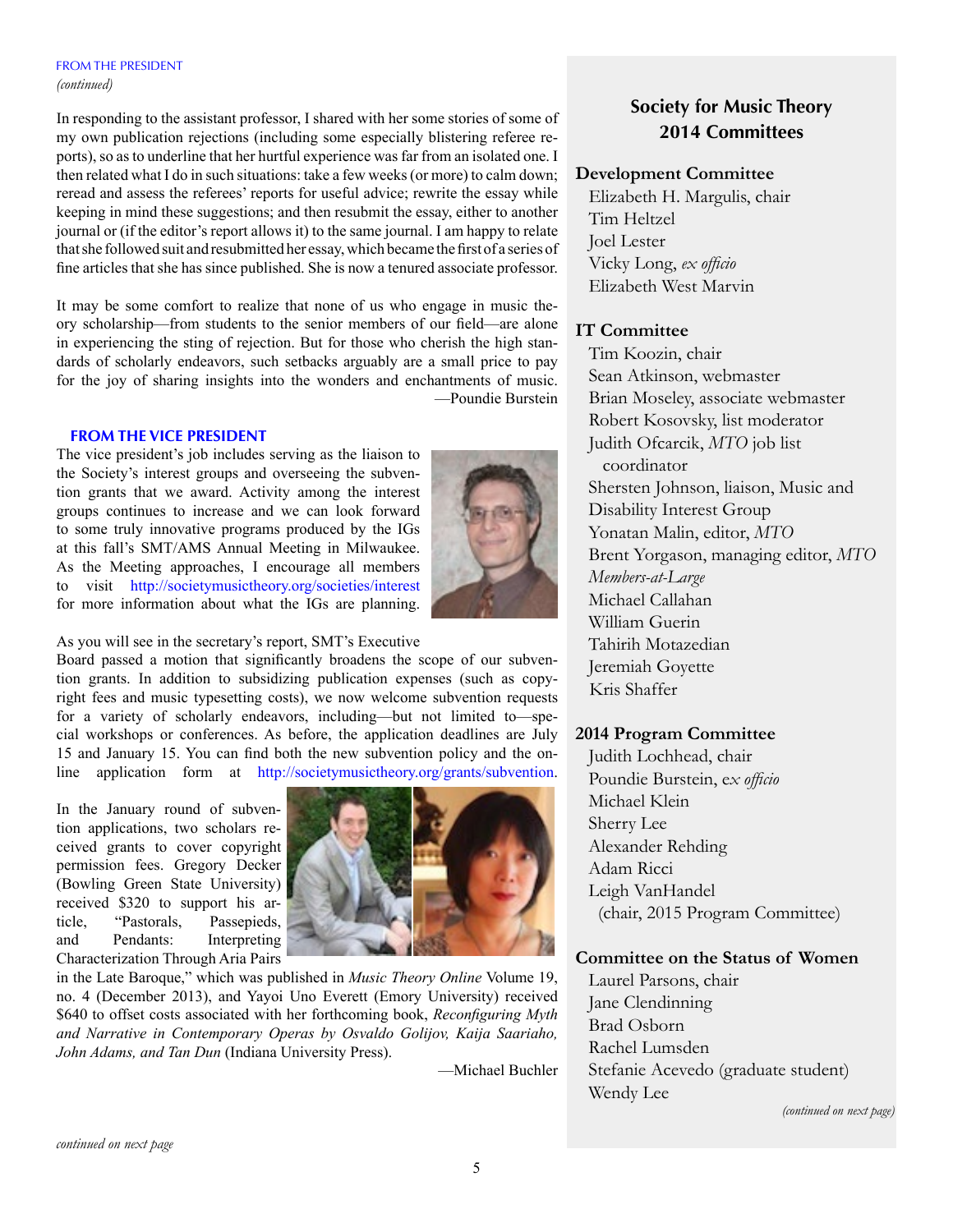FROM THE PRESIDENT
*(continued)*

In responding to the assistant professor, I shared with her some stories of some of my own publication rejections (including some especially blistering referee reports), so as to underline that her hurtful experience was far from an isolated one. I then related what I do in such situations: take a few weeks (or more) to calm down; reread and assess the referees' reports for useful advice; rewrite the essay while keeping in mind these suggestions; and then resubmit the essay, either to another journal or (if the editor's report allows it) to the same journal. I am happy to relate that she followed suit and resubmitted her essay, which became the first of a series of fine articles that she has since published. She is now a tenured associate professor.

It may be some comfort to realize that none of us who engage in music theory scholarship—from students to the senior members of our field—are alone in experiencing the sting of rejection. But for those who cherish the high standards of scholarly endeavors, such setbacks arguably are a small price to pay for the joy of sharing insights into the wonders and enchantments of music.

—Poundie Burstein

## FROM THE VICE PRESIDENT

The vice president's job includes serving as the liaison to the Society's interest groups and overseeing the subvention grants that we award. Activity among the interest groups continues to increase and we can look forward to some truly innovative programs produced by the IGs at this fall's SMT/AMS Annual Meeting in Milwaukee. As the Meeting approaches, I encourage all members to visit http://societymusictheory.org/societies/interest for more information about what the IGs are planning.

As you will see in the secretary's report, SMT's Executive Board passed a motion that significantly broadens the scope of our subvention grants. In addition to subsidizing publication expenses (such as copyright fees and music typesetting costs), we now welcome subvention requests for a variety of scholarly endeavors, including—but not limited to—special workshops or conferences. As before, the application deadlines are July 15 and January 15. You can find both the new subvention policy and the online application form at http://societymusictheory.org/grants/subvention.

In the January round of subvention applications, two scholars received grants to cover copyright permission fees. Gregory Decker (Bowling Green State University) received $320 to support his article, "Pastorals, Passepieds, and Pendants: Interpreting Characterization Through Aria Pairs in the Late Baroque," which was published in *Music Theory Online* Volume 19, no. 4 (December 2013), and Yayoi Uno Everett (Emory University) received $640 to offset costs associated with her forthcoming book, *Reconfiguring Myth and Narrative in Contemporary Operas by Osvaldo Golijov, Kaija Saariaho, John Adams, and Tan Dun* (Indiana University Press).

—Michael Buchler

*continued on next page*

## Society for Music Theory 2014 Committees

### Development Committee

- Elizabeth H. Margulis, chair
- Tim Heltzel
- Joel Lester
- Vicky Long, *ex officio*
- Elizabeth West Marvin

### IT Committee

- Tim Koozin, chair
- Sean Atkinson, webmaster
- Brian Moseley, associate webmaster
- Robert Kosovsky, list moderator
- Judith Ofcarcik, *MTO* job list coordinator
- Shersten Johnson, liaison, Music and Disability Interest Group
- Yonatan Malin, editor, *MTO*
- Brent Yorgason, managing editor, *MTO*

*Members-at-Large*

- Michael Callahan
- William Guerin
- Tahirih Motazedian
- Jeremiah Goyette
- Kris Shaffer

### 2014 Program Committee

- Judith Lochhead, chair
- Poundie Burstein, e*x officio*
- Michael Klein
- Sherry Lee
- Alexander Rehding
- Adam Ricci
- Leigh VanHandel (chair, 2015 Program Committee)

### Committee on the Status of Women

- Laurel Parsons, chair
- Jane Clendinning
- Brad Osborn
- Rachel Lumsden
- Stefanie Acevedo (graduate student)
- Wendy Lee

*(continued on next page)*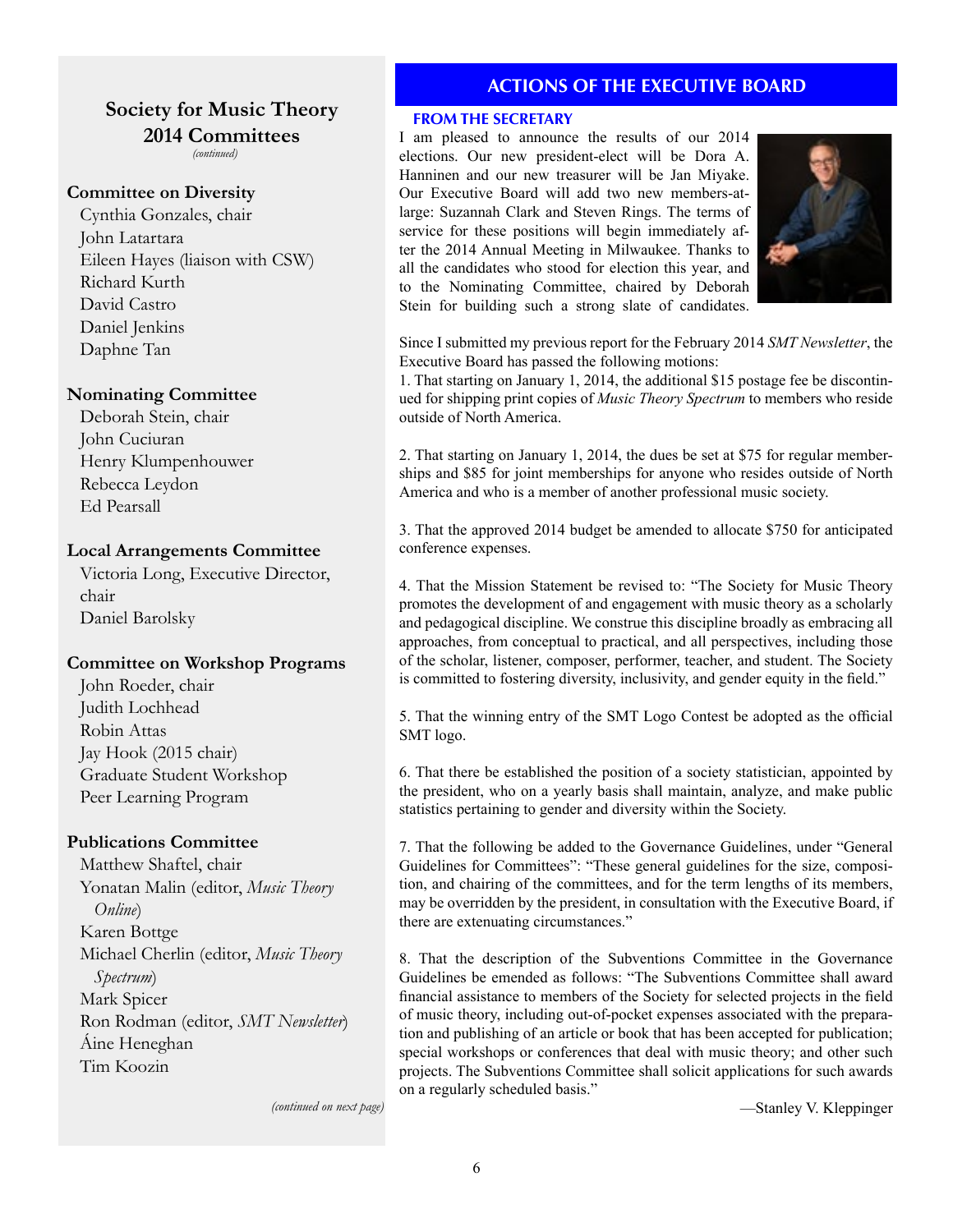## Society for Music Theory 2014 Committees

*(continued)*

**Committee on Diversity**

Cynthia Gonzales, chair
John Latartara
Eileen Hayes (liaison with CSW)
Richard Kurth
David Castro
Daniel Jenkins
Daphne Tan

**Nominating Committee**

Deborah Stein, chair
John Cuciuran
Henry Klumpenhouwer
Rebecca Leydon
Ed Pearsall

**Local Arrangements Committee**

Victoria Long, Executive Director, chair
Daniel Barolsky

**Committee on Workshop Programs**

John Roeder, chair
Judith Lochhead
Robin Attas
Jay Hook (2015 chair)
Graduate Student Workshop
Peer Learning Program

**Publications Committee**

Matthew Shaftel, chair
Yonatan Malin (editor, *Music Theory Online*)
Karen Bottge
Michael Cherlin (editor, *Music Theory Spectrum*)
Mark Spicer
Ron Rodman (editor, *SMT Newsletter*)
Áine Heneghan
Tim Koozin

*(continued on next page)*

## ACTIONS OF THE EXECUTIVE BOARD

### FROM THE SECRETARY

I am pleased to announce the results of our 2014 elections. Our new president-elect will be Dora A. Hanninen and our new treasurer will be Jan Miyake. Our Executive Board will add two new members-at-large: Suzannah Clark and Steven Rings. The terms of service for these positions will begin immediately after the 2014 Annual Meeting in Milwaukee. Thanks to all the candidates who stood for election this year, and to the Nominating Committee, chaired by Deborah Stein for building such a strong slate of candidates.

Since I submitted my previous report for the February 2014 *SMT Newsletter*, the Executive Board has passed the following motions:

1. That starting on January 1, 2014, the additional $15 postage fee be discontinued for shipping print copies of *Music Theory Spectrum* to members who reside outside of North America.

2. That starting on January 1, 2014, the dues be set at $75 for regular memberships and $85 for joint memberships for anyone who resides outside of North America and who is a member of another professional music society.

3. That the approved 2014 budget be amended to allocate $750 for anticipated conference expenses.

4. That the Mission Statement be revised to: "The Society for Music Theory promotes the development of and engagement with music theory as a scholarly and pedagogical discipline. We construe this discipline broadly as embracing all approaches, from conceptual to practical, and all perspectives, including those of the scholar, listener, composer, performer, teacher, and student. The Society is committed to fostering diversity, inclusivity, and gender equity in the field."

5. That the winning entry of the SMT Logo Contest be adopted as the official SMT logo.

6. That there be established the position of a society statistician, appointed by the president, who on a yearly basis shall maintain, analyze, and make public statistics pertaining to gender and diversity within the Society.

7. That the following be added to the Governance Guidelines, under "General Guidelines for Committees": "These general guidelines for the size, composition, and chairing of the committees, and for the term lengths of its members, may be overridden by the president, in consultation with the Executive Board, if there are extenuating circumstances."

8. That the description of the Subventions Committee in the Governance Guidelines be emended as follows: "The Subventions Committee shall award financial assistance to members of the Society for selected projects in the field of music theory, including out-of-pocket expenses associated with the preparation and publishing of an article or book that has been accepted for publication; special workshops or conferences that deal with music theory; and other such projects. The Subventions Committee shall solicit applications for such awards on a regularly scheduled basis."

—Stanley V. Kleppinger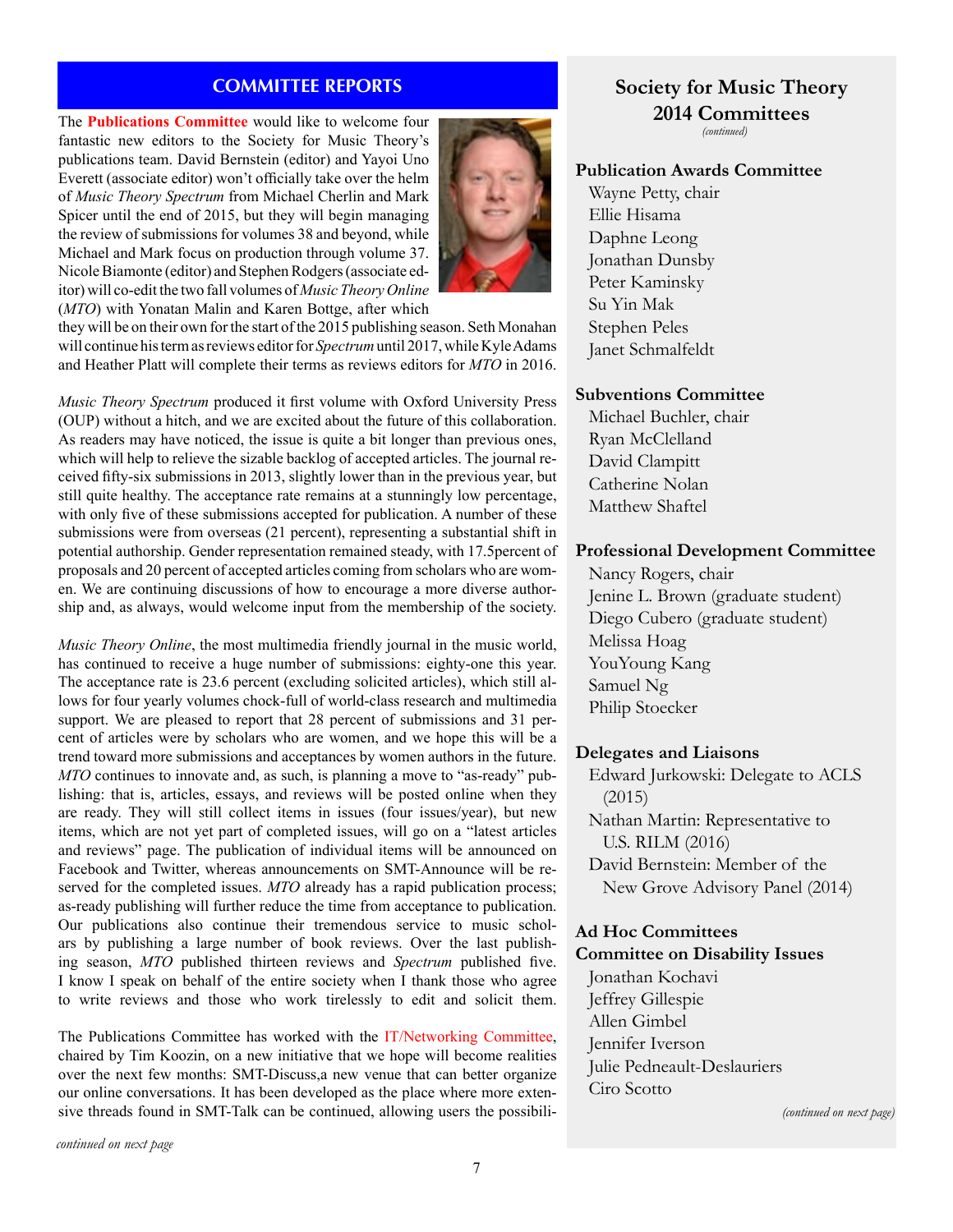## COMMITTEE REPORTS

The **Publications Committee** would like to welcome four fantastic new editors to the Society for Music Theory's publications team. David Bernstein (editor) and Yayoi Uno Everett (associate editor) won't officially take over the helm of *Music Theory Spectrum* from Michael Cherlin and Mark Spicer until the end of 2015, but they will begin managing the review of submissions for volumes 38 and beyond, while Michael and Mark focus on production through volume 37. Nicole Biamonte (editor) and Stephen Rodgers (associate editor) will co-edit the two fall volumes of *Music Theory Online* (*MTO*) with Yonatan Malin and Karen Bottge, after which they will be on their own for the start of the 2015 publishing season. Seth Monahan will continue his term as reviews editor for *Spectrum* until 2017, while Kyle Adams and Heather Platt will complete their terms as reviews editors for *MTO* in 2016.

*Music Theory Spectrum* produced it first volume with Oxford University Press (OUP) without a hitch, and we are excited about the future of this collaboration. As readers may have noticed, the issue is quite a bit longer than previous ones, which will help to relieve the sizable backlog of accepted articles. The journal received fifty-six submissions in 2013, slightly lower than in the previous year, but still quite healthy. The acceptance rate remains at a stunningly low percentage, with only five of these submissions accepted for publication. A number of these submissions were from overseas (21 percent), representing a substantial shift in potential authorship. Gender representation remained steady, with 17.5percent of proposals and 20 percent of accepted articles coming from scholars who are women. We are continuing discussions of how to encourage a more diverse authorship and, as always, would welcome input from the membership of the society.

*Music Theory Online*, the most multimedia friendly journal in the music world, has continued to receive a huge number of submissions: eighty-one this year. The acceptance rate is 23.6 percent (excluding solicited articles), which still allows for four yearly volumes chock-full of world-class research and multimedia support. We are pleased to report that 28 percent of submissions and 31 percent of articles were by scholars who are women, and we hope this will be a trend toward more submissions and acceptances by women authors in the future. *MTO* continues to innovate and, as such, is planning a move to "as-ready" publishing: that is, articles, essays, and reviews will be posted online when they are ready. They will still collect items in issues (four issues/year), but new items, which are not yet part of completed issues, will go on a "latest articles and reviews" page. The publication of individual items will be announced on Facebook and Twitter, whereas announcements on SMT-Announce will be reserved for the completed issues. *MTO* already has a rapid publication process; as-ready publishing will further reduce the time from acceptance to publication. Our publications also continue their tremendous service to music scholars by publishing a large number of book reviews. Over the last publishing season, *MTO* published thirteen reviews and *Spectrum* published five. I know I speak on behalf of the entire society when I thank those who agree to write reviews and those who work tirelessly to edit and solicit them.

The Publications Committee has worked with the IT/Networking Committee, chaired by Tim Koozin, on a new initiative that we hope will become realities over the next few months: SMT-Discuss,a new venue that can better organize our online conversations. It has been developed as the place where more extensive threads found in SMT-Talk can be continued, allowing users the possibili-

*continued on next page*

## Society for Music Theory 2014 Committees

*(continued)*

### Publication Awards Committee

Wayne Petty, chair
Ellie Hisama
Daphne Leong
Jonathan Dunsby
Peter Kaminsky
Su Yin Mak
Stephen Peles
Janet Schmalfeldt

### Subventions Committee

Michael Buchler, chair
Ryan McClelland
David Clampitt
Catherine Nolan
Matthew Shaftel

### Professional Development Committee

Nancy Rogers, chair
Jenine L. Brown (graduate student)
Diego Cubero (graduate student)
Melissa Hoag
YouYoung Kang
Samuel Ng
Philip Stoecker

### Delegates and Liaisons

Edward Jurkowski: Delegate to ACLS (2015)
Nathan Martin: Representative to U.S. RILM (2016)
David Bernstein: Member of the New Grove Advisory Panel (2014)

### Ad Hoc Committees

### Committee on Disability Issues

Jonathan Kochavi
Jeffrey Gillespie
Allen Gimbel
Jennifer Iverson
Julie Pedneault-Deslauriers
Ciro Scotto

*(continued on next page)*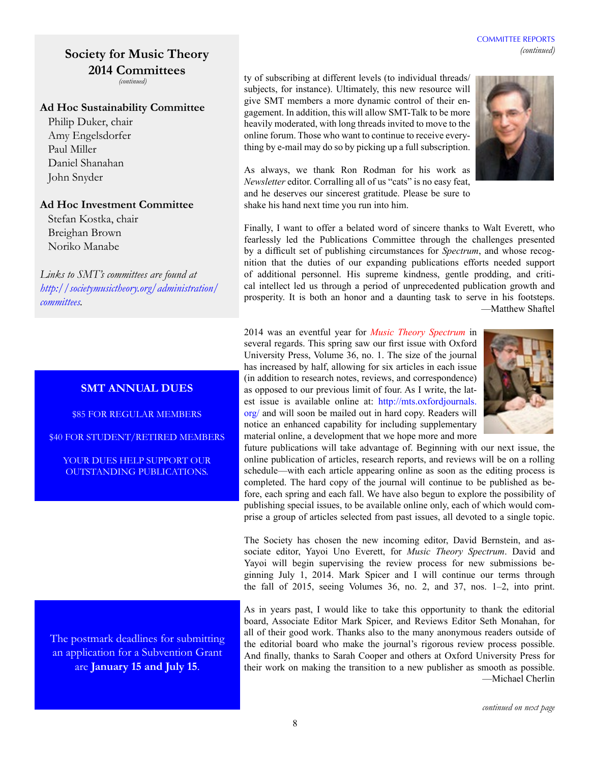## Society for Music Theory 2014 Committees

*(continued)*

### Ad Hoc Sustainability Committee

Philip Duker, chair
Amy Engelsdorfer
Paul Miller
Daniel Shanahan
John Snyder

### Ad Hoc Investment Committee

Stefan Kostka, chair
Breighan Brown
Noriko Manabe

*Links to SMT's committees are found at http://societymusictheory.org/administration/committees.*

**SMT ANNUAL DUES**

$85 FOR REGULAR MEMBERS

$40 FOR STUDENT/RETIRED MEMBERS

YOUR DUES HELP SUPPORT OUR OUTSTANDING PUBLICATIONS.

The postmark deadlines for submitting an application for a Subvention Grant are **January 15 and July 15**.

COMMITTEE REPORTS *(continued)*

ty of subscribing at different levels (to individual threads/subjects, for instance). Ultimately, this new resource will give SMT members a more dynamic control of their engagement. In addition, this will allow SMT-Talk to be more heavily moderated, with long threads invited to move to the online forum. Those who want to continue to receive everything by e-mail may do so by picking up a full subscription.

As always, we thank Ron Rodman for his work as *Newsletter* editor. Corralling all of us "cats" is no easy feat, and he deserves our sincerest gratitude. Please be sure to shake his hand next time you run into him.

Finally, I want to offer a belated word of sincere thanks to Walt Everett, who fearlessly led the Publications Committee through the challenges presented by a difficult set of publishing circumstances for *Spectrum*, and whose recognition that the duties of our expanding publications efforts needed support of additional personnel. His supreme kindness, gentle prodding, and critical intellect led us through a period of unprecedented publication growth and prosperity. It is both an honor and a daunting task to serve in his footsteps.
—Matthew Shaftel

2014 was an eventful year for *Music Theory Spectrum* in several regards. This spring saw our first issue with Oxford University Press, Volume 36, no. 1. The size of the journal has increased by half, allowing for six articles in each issue (in addition to research notes, reviews, and correspondence) as opposed to our previous limit of four. As I write, the latest issue is available online at: http://mts.oxfordjournals.org/ and will soon be mailed out in hard copy. Readers will notice an enhanced capability for including supplementary material online, a development that we hope more and more future publications will take advantage of. Beginning with our next issue, the online publication of articles, research reports, and reviews will be on a rolling schedule—with each article appearing online as soon as the editing process is completed. The hard copy of the journal will continue to be published as before, each spring and each fall. We have also begun to explore the possibility of publishing special issues, to be available online only, each of which would comprise a group of articles selected from past issues, all devoted to a single topic.

The Society has chosen the new incoming editor, David Bernstein, and associate editor, Yayoi Uno Everett, for *Music Theory Spectrum*. David and Yayoi will begin supervising the review process for new submissions beginning July 1, 2014. Mark Spicer and I will continue our terms through the fall of 2015, seeing Volumes 36, no. 2, and 37, nos. 1–2, into print.

As in years past, I would like to take this opportunity to thank the editorial board, Associate Editor Mark Spicer, and Reviews Editor Seth Monahan, for all of their good work. Thanks also to the many anonymous readers outside of the editorial board who make the journal's rigorous review process possible. And finally, thanks to Sarah Cooper and others at Oxford University Press for their work on making the transition to a new publisher as smooth as possible.
—Michael Cherlin

*continued on next page*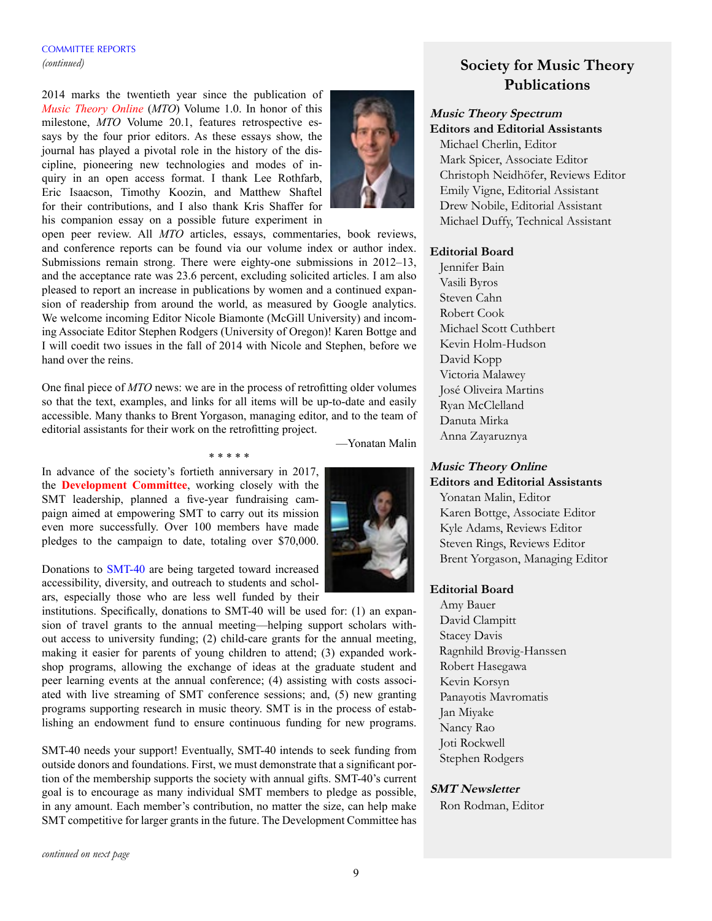COMMITTEE REPORTS
*(continued)*

2014 marks the twentieth year since the publication of *Music Theory Online* (*MTO*) Volume 1.0. In honor of this milestone, *MTO* Volume 20.1, features retrospective essays by the four prior editors. As these essays show, the journal has played a pivotal role in the history of the discipline, pioneering new technologies and modes of inquiry in an open access format. I thank Lee Rothfarb, Eric Isaacson, Timothy Koozin, and Matthew Shaftel for their contributions, and I also thank Kris Shaffer for his companion essay on a possible future experiment in open peer review. All *MTO* articles, essays, commentaries, book reviews, and conference reports can be found via our volume index or author index. Submissions remain strong. There were eighty-one submissions in 2012–13, and the acceptance rate was 23.6 percent, excluding solicited articles. I am also pleased to report an increase in publications by women and a continued expansion of readership from around the world, as measured by Google analytics. We welcome incoming Editor Nicole Biamonte (McGill University) and incoming Associate Editor Stephen Rodgers (University of Oregon)! Karen Bottge and I will coedit two issues in the fall of 2014 with Nicole and Stephen, before we hand over the reins.

One final piece of *MTO* news: we are in the process of retrofitting older volumes so that the text, examples, and links for all items will be up-to-date and easily accessible. Many thanks to Brent Yorgason, managing editor, and to the team of editorial assistants for their work on the retrofitting project.

—Yonatan Malin

\* \* \* \* \*

In advance of the society's fortieth anniversary in 2017, the **Development Committee**, working closely with the SMT leadership, planned a five-year fundraising campaign aimed at empowering SMT to carry out its mission even more successfully. Over 100 members have made pledges to the campaign to date, totaling over $70,000.

Donations to SMT-40 are being targeted toward increased accessibility, diversity, and outreach to students and scholars, especially those who are less well funded by their institutions. Specifically, donations to SMT-40 will be used for: (1) an expansion of travel grants to the annual meeting—helping support scholars without access to university funding; (2) child-care grants for the annual meeting, making it easier for parents of young children to attend; (3) expanded workshop programs, allowing the exchange of ideas at the graduate student and peer learning events at the annual conference; (4) assisting with costs associated with live streaming of SMT conference sessions; and, (5) new granting programs supporting research in music theory. SMT is in the process of establishing an endowment fund to ensure continuous funding for new programs.

SMT-40 needs your support! Eventually, SMT-40 intends to seek funding from outside donors and foundations. First, we must demonstrate that a significant portion of the membership supports the society with annual gifts. SMT-40's current goal is to encourage as many individual SMT members to pledge as possible, in any amount. Each member's contribution, no matter the size, can help make SMT competitive for larger grants in the future. The Development Committee has

*continued on next page*

## Society for Music Theory Publications

***Music Theory Spectrum***

**Editors and Editorial Assistants**

Michael Cherlin, Editor
Mark Spicer, Associate Editor
Christoph Neidhöfer, Reviews Editor
Emily Vigne, Editorial Assistant
Drew Nobile, Editorial Assistant
Michael Duffy, Technical Assistant

**Editorial Board**

Jennifer Bain
Vasili Byros
Steven Cahn
Robert Cook
Michael Scott Cuthbert
Kevin Holm-Hudson
David Kopp
Victoria Malawey
José Oliveira Martins
Ryan McClelland
Danuta Mirka
Anna Zayaruznya

***Music Theory Online***

**Editors and Editorial Assistants**

Yonatan Malin, Editor
Karen Bottge, Associate Editor
Kyle Adams, Reviews Editor
Steven Rings, Reviews Editor
Brent Yorgason, Managing Editor

**Editorial Board**

Amy Bauer
David Clampitt
Stacey Davis
Ragnhild Brøvig-Hanssen
Robert Hasegawa
Kevin Korsyn
Panayotis Mavromatis
Jan Miyake
Nancy Rao
Joti Rockwell
Stephen Rodgers

***SMT Newsletter***

Ron Rodman, Editor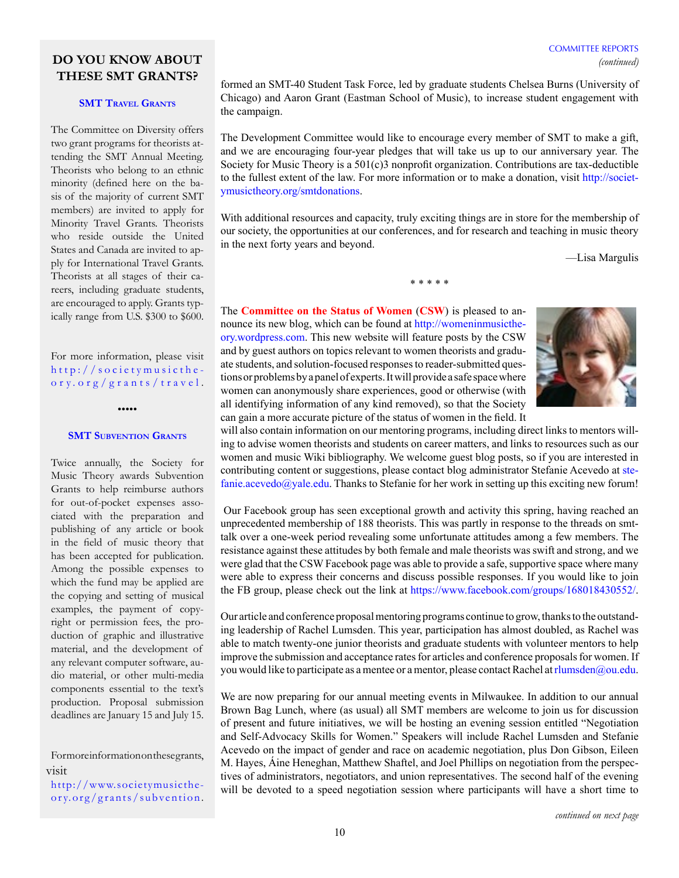## DO YOU KNOW ABOUT THESE SMT GRANTS?

### SMT Travel Grants

The Committee on Diversity offers two grant programs for theorists attending the SMT Annual Meeting. Theorists who belong to an ethnic minority (defined here on the basis of the majority of current SMT members) are invited to apply for Minority Travel Grants. Theorists who reside outside the United States and Canada are invited to apply for International Travel Grants. Theorists at all stages of their careers, including graduate students, are encouraged to apply. Grants typically range from U.S. $300 to $600.

For more information, please visit http://societymusictheory.org/grants/travel.

•••••

### SMT Subvention Grants

Twice annually, the Society for Music Theory awards Subvention Grants to help reimburse authors for out-of-pocket expenses associated with the preparation and publishing of any article or book in the field of music theory that has been accepted for publication. Among the possible expenses to which the fund may be applied are the copying and setting of musical examples, the payment of copyright or permission fees, the production of graphic and illustrative material, and the development of any relevant computer software, audio material, or other multi-media components essential to the text's production. Proposal submission deadlines are January 15 and July 15.

For more information on these grants, visit http://www.societymusictheory.org/grants/subvention.

---

formed an SMT-40 Student Task Force, led by graduate students Chelsea Burns (University of Chicago) and Aaron Grant (Eastman School of Music), to increase student engagement with the campaign.

The Development Committee would like to encourage every member of SMT to make a gift, and we are encouraging four-year pledges that will take us up to our anniversary year. The Society for Music Theory is a 501(c)3 nonprofit organization. Contributions are tax-deductible to the fullest extent of the law. For more information or to make a donation, visit http://societymusictheory.org/smtdonations.

With additional resources and capacity, truly exciting things are in store for the membership of our society, the opportunities at our conferences, and for research and teaching in music theory in the next forty years and beyond.

—Lisa Margulis

\* \* \* \* \*

The **Committee on the Status of Women** (**CSW**) is pleased to announce its new blog, which can be found at http://womeninmusictheory.wordpress.com. This new website will feature posts by the CSW and by guest authors on topics relevant to women theorists and graduate students, and solution-focused responses to reader-submitted questions or problems by a panel of experts. It will provide a safe space where women can anonymously share experiences, good or otherwise (with all identifying information of any kind removed), so that the Society can gain a more accurate picture of the status of women in the field. It will also contain information on our mentoring programs, including direct links to mentors willing to advise women theorists and students on career matters, and links to resources such as our women and music Wiki bibliography. We welcome guest blog posts, so if you are interested in contributing content or suggestions, please contact blog administrator Stefanie Acevedo at stefanie.acevedo@yale.edu. Thanks to Stefanie for her work in setting up this exciting new forum!

Our Facebook group has seen exceptional growth and activity this spring, having reached an unprecedented membership of 188 theorists. This was partly in response to the threads on smt-talk over a one-week period revealing some unfortunate attitudes among a few members. The resistance against these attitudes by both female and male theorists was swift and strong, and we were glad that the CSW Facebook page was able to provide a safe, supportive space where many were able to express their concerns and discuss possible responses. If you would like to join the FB group, please check out the link at https://www.facebook.com/groups/168018430552/.

Our article and conference proposal mentoring programs continue to grow, thanks to the outstanding leadership of Rachel Lumsden. This year, participation has almost doubled, as Rachel was able to match twenty-one junior theorists and graduate students with volunteer mentors to help improve the submission and acceptance rates for articles and conference proposals for women. If you would like to participate as a mentee or a mentor, please contact Rachel at rlumsden@ou.edu.

We are now preparing for our annual meeting events in Milwaukee. In addition to our annual Brown Bag Lunch, where (as usual) all SMT members are welcome to join us for discussion of present and future initiatives, we will be hosting an evening session entitled "Negotiation and Self-Advocacy Skills for Women." Speakers will include Rachel Lumsden and Stefanie Acevedo on the impact of gender and race on academic negotiation, plus Don Gibson, Eileen M. Hayes, Áine Heneghan, Matthew Shaftel, and Joel Phillips on negotiation from the perspectives of administrators, negotiators, and union representatives. The second half of the evening will be devoted to a speed negotiation session where participants will have a short time to

*continued on next page*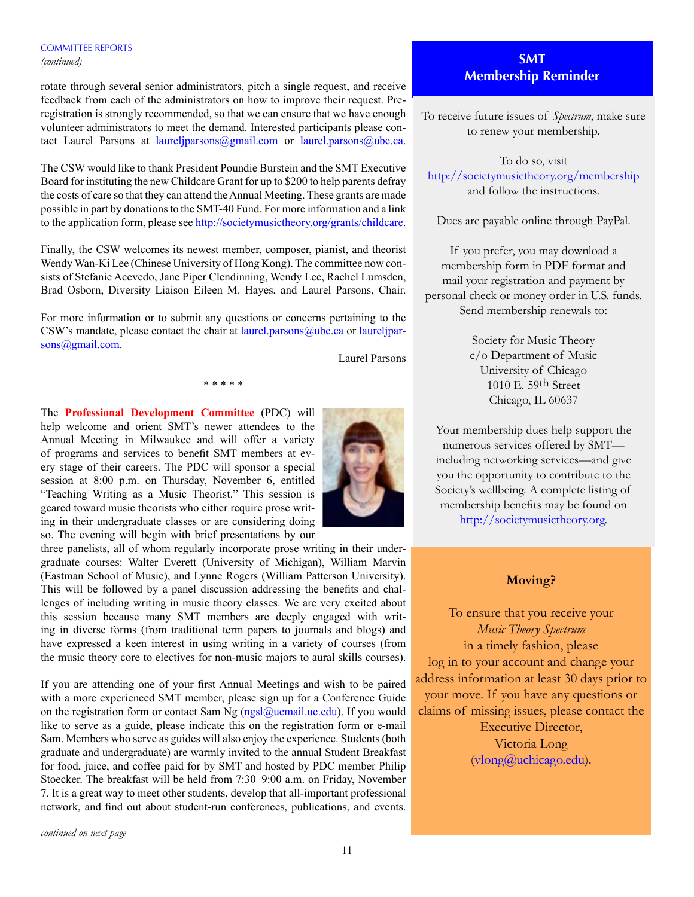COMMITTEE REPORTS
*(continued)*

rotate through several senior administrators, pitch a single request, and receive feedback from each of the administrators on how to improve their request. Pre-registration is strongly recommended, so that we can ensure that we have enough volunteer administrators to meet the demand. Interested participants please contact Laurel Parsons at laureljparsons@gmail.com or laurel.parsons@ubc.ca.

The CSW would like to thank President Poundie Burstein and the SMT Executive Board for instituting the new Childcare Grant for up to $200 to help parents defray the costs of care so that they can attend the Annual Meeting. These grants are made possible in part by donations to the SMT-40 Fund. For more information and a link to the application form, please see http://societymusictheory.org/grants/childcare.

Finally, the CSW welcomes its newest member, composer, pianist, and theorist Wendy Wan-Ki Lee (Chinese University of Hong Kong). The committee now consists of Stefanie Acevedo, Jane Piper Clendinning, Wendy Lee, Rachel Lumsden, Brad Osborn, Diversity Liaison Eileen M. Hayes, and Laurel Parsons, Chair.

For more information or to submit any questions or concerns pertaining to the CSW's mandate, please contact the chair at laurel.parsons@ubc.ca or laureljparsons@gmail.com.

— Laurel Parsons

\* \* \* \* \*

The **Professional Development Committee** (PDC) will help welcome and orient SMT's newer attendees to the Annual Meeting in Milwaukee and will offer a variety of programs and services to benefit SMT members at every stage of their careers. The PDC will sponsor a special session at 8:00 p.m. on Thursday, November 6, entitled "Teaching Writing as a Music Theorist." This session is geared toward music theorists who either require prose writing in their undergraduate classes or are considering doing so. The evening will begin with brief presentations by our three panelists, all of whom regularly incorporate prose writing in their undergraduate courses: Walter Everett (University of Michigan), William Marvin (Eastman School of Music), and Lynne Rogers (William Patterson University). This will be followed by a panel discussion addressing the benefits and challenges of including writing in music theory classes. We are very excited about this session because many SMT members are deeply engaged with writing in diverse forms (from traditional term papers to journals and blogs) and have expressed a keen interest in using writing in a variety of courses (from the music theory core to electives for non-music majors to aural skills courses).

If you are attending one of your first Annual Meetings and wish to be paired with a more experienced SMT member, please sign up for a Conference Guide on the registration form or contact Sam Ng (ngsl@ucmail.uc.edu). If you would like to serve as a guide, please indicate this on the registration form or e-mail Sam. Members who serve as guides will also enjoy the experience. Students (both graduate and undergraduate) are warmly invited to the annual Student Breakfast for food, juice, and coffee paid for by SMT and hosted by PDC member Philip Stoecker. The breakfast will be held from 7:30–9:00 a.m. on Friday, November 7. It is a great way to meet other students, develop that all-important professional network, and find out about student-run conferences, publications, and events.

*continued on next page*

## SMT Membership Reminder

To receive future issues of *Spectrum*, make sure to renew your membership.

To do so, visit http://societymusictheory.org/membership and follow the instructions.

Dues are payable online through PayPal.

If you prefer, you may download a membership form in PDF format and mail your registration and payment by personal check or money order in U.S. funds. Send membership renewals to:

Society for Music Theory
c/o Department of Music
University of Chicago
1010 E. 59th Street
Chicago, IL 60637

Your membership dues help support the numerous services offered by SMT—including networking services—and give you the opportunity to contribute to the Society's wellbeing. A complete listing of membership benefits may be found on http://societymusictheory.org.

### Moving?

To ensure that you receive your *Music Theory Spectrum* in a timely fashion, please log in to your account and change your address information at least 30 days prior to your move. If you have any questions or claims of missing issues, please contact the Executive Director, Victoria Long (vlong@uchicago.edu).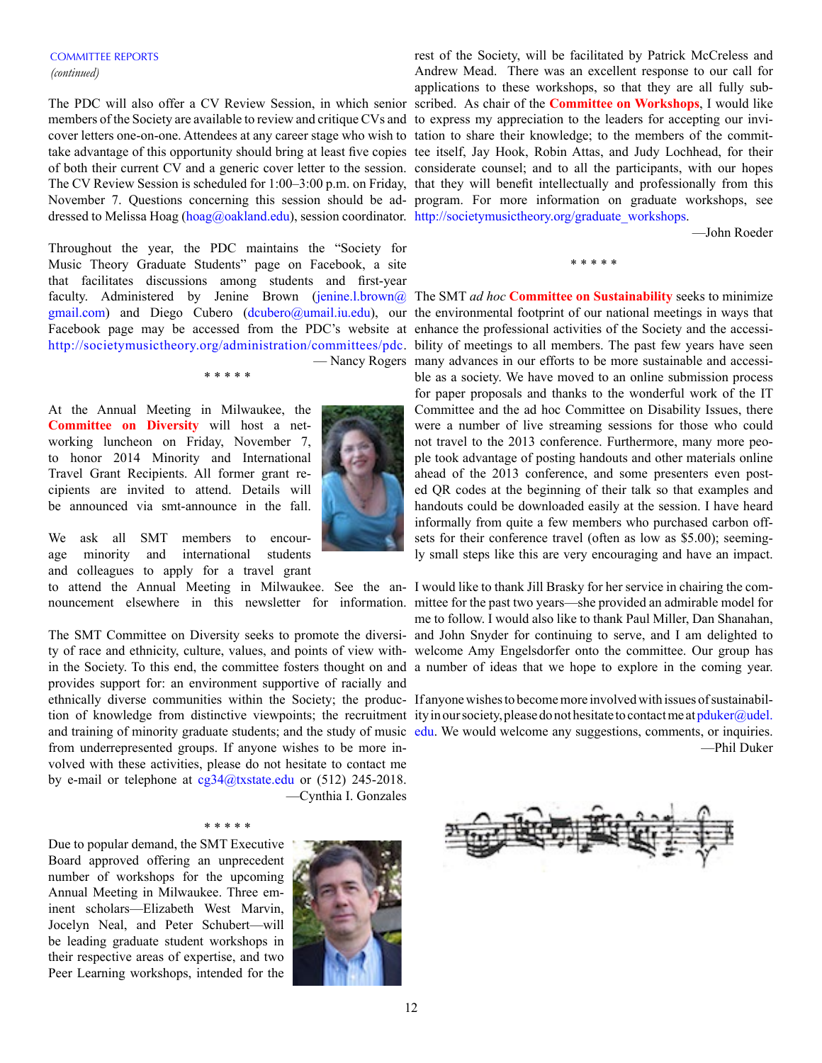COMMITTEE REPORTS
*(continued)*

The PDC will also offer a CV Review Session, in which senior members of the Society are available to review and critique CVs and cover letters one-on-one. Attendees at any career stage who wish to take advantage of this opportunity should bring at least five copies of both their current CV and a generic cover letter to the session. The CV Review Session is scheduled for 1:00–3:00 p.m. on Friday, November 7. Questions concerning this session should be addressed to Melissa Hoag (hoag@oakland.edu), session coordinator.

Throughout the year, the PDC maintains the "Society for Music Theory Graduate Students" page on Facebook, a site that facilitates discussions among students and first-year faculty. Administered by Jenine Brown (jenine.l.brown@gmail.com) and Diego Cubero (dcubero@umail.iu.edu), our Facebook page may be accessed from the PDC's website at http://societymusictheory.org/administration/committees/pdc.

— Nancy Rogers

\* \* \* \* \*

At the Annual Meeting in Milwaukee, the **Committee on Diversity** will host a networking luncheon on Friday, November 7, to honor 2014 Minority and International Travel Grant Recipients. All former grant recipients are invited to attend. Details will be announced via smt-announce in the fall.

We ask all SMT members to encourage minority and international students and colleagues to apply for a travel grant to attend the Annual Meeting in Milwaukee. See the announcement elsewhere in this newsletter for information.

The SMT Committee on Diversity seeks to promote the diversity of race and ethnicity, culture, values, and points of view within the Society. To this end, the committee fosters thought on and provides support for: an environment supportive of racially and ethnically diverse communities within the Society; the production of knowledge from distinctive viewpoints; the recruitment and training of minority graduate students; and the study of music from underrepresented groups. If anyone wishes to be more involved with these activities, please do not hesitate to contact me by e-mail or telephone at cg34@txstate.edu or (512) 245-2018.

—Cynthia I. Gonzales

\* \* \* \* \*

Due to popular demand, the SMT Executive Board approved offering an unprecedent number of workshops for the upcoming Annual Meeting in Milwaukee. Three eminent scholars—Elizabeth West Marvin, Jocelyn Neal, and Peter Schubert—will be leading graduate student workshops in their respective areas of expertise, and two Peer Learning workshops, intended for the rest of the Society, will be facilitated by Patrick McCreless and Andrew Mead. There was an excellent response to our call for applications to these workshops, so that they are all fully subscribed. As chair of the **Committee on Workshops**, I would like to express my appreciation to the leaders for accepting our invitation to share their knowledge; to the members of the committee itself, Jay Hook, Robin Attas, and Judy Lochhead, for their considerate counsel; and to all the participants, with our hopes that they will benefit intellectually and professionally from this program. For more information on graduate workshops, see http://societymusictheory.org/graduate_workshops.

—John Roeder

\* \* \* \* \*

The SMT *ad hoc* **Committee on Sustainability** seeks to minimize the environmental footprint of our national meetings in ways that enhance the professional activities of the Society and the accessibility of meetings to all members. The past few years have seen many advances in our efforts to be more sustainable and accessible as a society. We have moved to an online submission process for paper proposals and thanks to the wonderful work of the IT Committee and the ad hoc Committee on Disability Issues, there were a number of live streaming sessions for those who could not travel to the 2013 conference. Furthermore, many more people took advantage of posting handouts and other materials online ahead of the 2013 conference, and some presenters even posted QR codes at the beginning of their talk so that examples and handouts could be downloaded easily at the session. I have heard informally from quite a few members who purchased carbon offsets for their conference travel (often as low as $5.00); seemingly small steps like this are very encouraging and have an impact.

I would like to thank Jill Brasky for her service in chairing the committee for the past two years—she provided an admirable model for me to follow. I would also like to thank Paul Miller, Dan Shanahan, and John Snyder for continuing to serve, and I am delighted to welcome Amy Engelsdorfer onto the committee. Our group has a number of ideas that we hope to explore in the coming year.

If anyone wishes to become more involved with issues of sustainability in our society, please do not hesitate to contact me at pduker@udel.edu. We would welcome any suggestions, comments, or inquiries.

—Phil Duker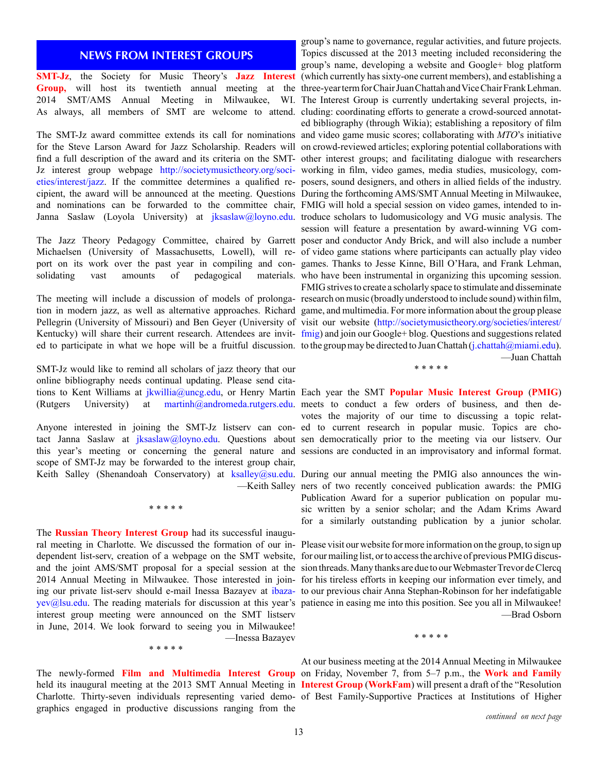## NEWS FROM INTEREST GROUPS

**SMT-Jz**, the Society for Music Theory's **Jazz Interest Group,** will host its twentieth annual meeting at the 2014 SMT/AMS Annual Meeting in Milwaukee, WI. As always, all members of SMT are welcome to attend.

The SMT-Jz award committee extends its call for nominations for the Steve Larson Award for Jazz Scholarship. Readers will find a full description of the award and its criteria on the SMT-Jz interest group webpage http://societymusictheory.org/societies/interest/jazz. If the committee determines a qualified recipient, the award will be announced at the meeting. Questions and nominations can be forwarded to the committee chair, Janna Saslaw (Loyola University) at jksaslaw@loyno.edu.

The Jazz Theory Pedagogy Committee, chaired by Garrett Michaelsen (University of Massachusetts, Lowell), will report on its work over the past year in compiling and consolidating vast amounts of pedagogical materials.

The meeting will include a discussion of models of prolongation in modern jazz, as well as alternative approaches. Richard Pellegrin (University of Missouri) and Ben Geyer (University of Kentucky) will share their current research. Attendees are invited to participate in what we hope will be a fruitful discussion.

SMT-Jz would like to remind all scholars of jazz theory that our online bibliography needs continual updating. Please send citations to Kent Williams at jkwillia@uncg.edu, or Henry Martin (Rutgers University) at martinh@andromeda.rutgers.edu.

Anyone interested in joining the SMT-Jz listserv can contact Janna Saslaw at jksaslaw@loyno.edu. Questions about this year's meeting or concerning the general nature and scope of SMT-Jz may be forwarded to the interest group chair, Keith Salley (Shenandoah Conservatory) at ksalley@su.edu.

—Keith Salley

* * * * *

The **Russian Theory Interest Group** had its successful inaugural meeting in Charlotte. We discussed the formation of our independent list-serv, creation of a webpage on the SMT website, and the joint AMS/SMT proposal for a special session at the 2014 Annual Meeting in Milwaukee. Those interested in joining our private list-serv should e-mail Inessa Bazayev at ibazayev@lsu.edu. The reading materials for discussion at this year's interest group meeting were announced on the SMT listserv in June, 2014. We look forward to seeing you in Milwaukee!

—Inessa Bazayev

* * * * *

The newly-formed **Film and Multimedia Interest Group** held its inaugural meeting at the 2013 SMT Annual Meeting in Charlotte. Thirty-seven individuals representing varied demographics engaged in productive discussions ranging from the group's name to governance, regular activities, and future projects. Topics discussed at the 2013 meeting included reconsidering the group's name, developing a website and Google+ blog platform (which currently has sixty-one current members), and establishing a three-year term for Chair Juan Chattah and Vice Chair Frank Lehman. The Interest Group is currently undertaking several projects, including: coordinating efforts to generate a crowd-sourced annotated bibliography (through Wikia); establishing a repository of film and video game music scores; collaborating with *MTO*'s initiative on crowd-reviewed articles; exploring potential collaborations with other interest groups; and facilitating dialogue with researchers working in film, video games, media studies, musicology, composers, sound designers, and others in allied fields of the industry. During the forthcoming AMS/SMT Annual Meeting in Milwaukee, FMIG will hold a special session on video games, intended to introduce scholars to ludomusicology and VG music analysis. The session will feature a presentation by award-winning VG composer and conductor Andy Brick, and will also include a number of video game stations where participants can actually play video games. Thanks to Jesse Kinne, Bill O'Hara, and Frank Lehman, who have been instrumental in organizing this upcoming session. FMIG strives to create a scholarly space to stimulate and disseminate research on music (broadly understood to include sound) within film, game, and multimedia. For more information about the group please visit our website (http://societymusictheory.org/societies/interest/fmig) and join our Google+ blog. Questions and suggestions related to the group may be directed to Juan Chattah (j.chattah@miami.edu).

—Juan Chattah

* * * * *

Each year the SMT **Popular Music Interest Group** (**PMIG**) meets to conduct a few orders of business, and then devotes the majority of our time to discussing a topic related to current research in popular music. Topics are chosen democratically prior to the meeting via our listserv. Our sessions are conducted in an improvisatory and informal format.

During our annual meeting the PMIG also announces the winners of two recently conceived publication awards: the PMIG Publication Award for a superior publication on popular music written by a senior scholar; and the Adam Krims Award for a similarly outstanding publication by a junior scholar.

Please visit our website for more information on the group, to sign up for our mailing list, or to access the archive of previous PMIG discussion threads. Many thanks are due to our Webmaster Trevor de Clercq for his tireless efforts in keeping our information ever timely, and to our previous chair Anna Stephan-Robinson for her indefatigable patience in easing me into this position. See you all in Milwaukee!

—Brad Osborn

* * * * *

At our business meeting at the 2014 Annual Meeting in Milwaukee on Friday, November 7, from 5–7 p.m., the **Work and Family Interest Group** (**WorkFam**) will present a draft of the "Resolution of Best Family-Supportive Practices at Institutions of Higher

*continued on next page*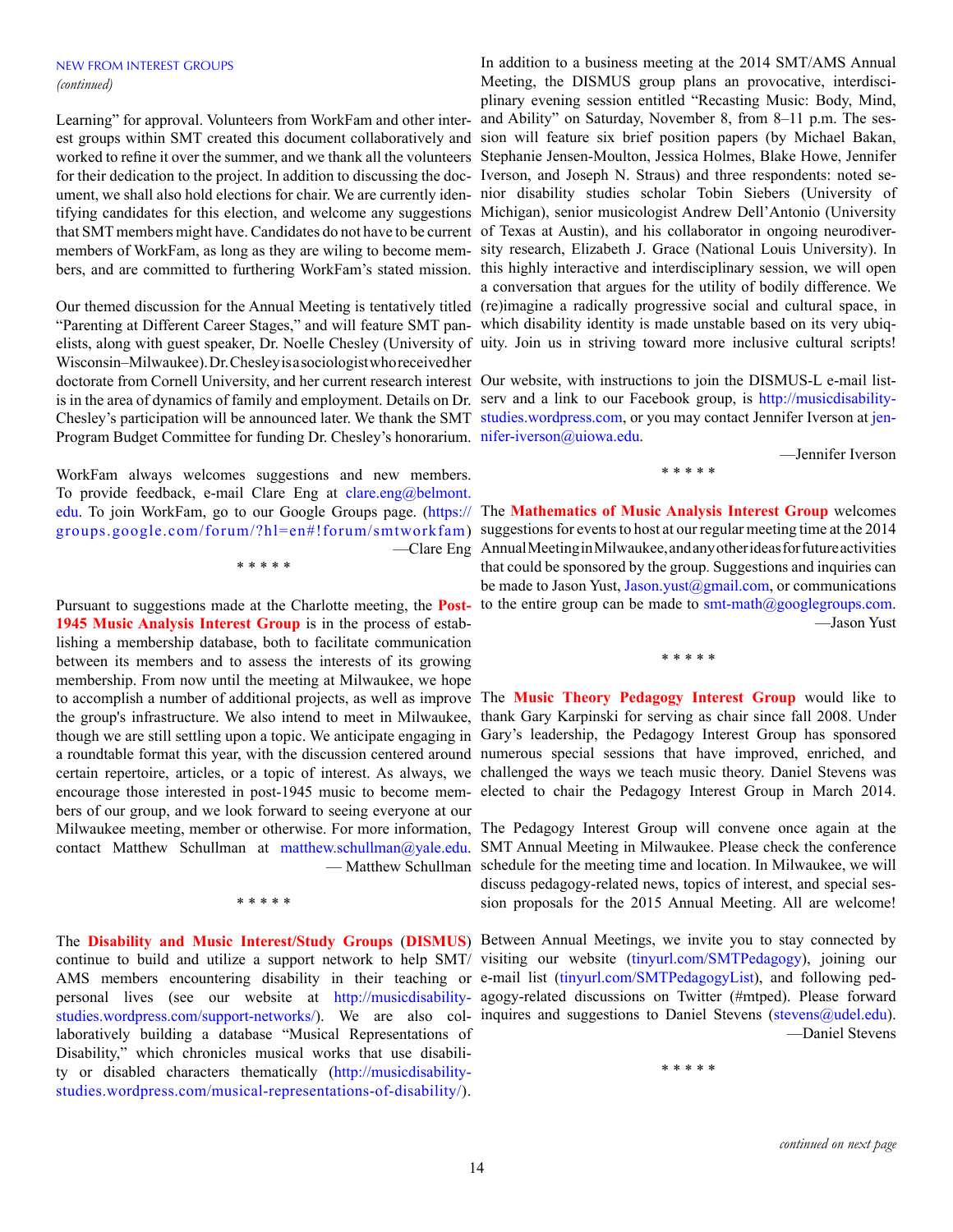NEW FROM INTEREST GROUPS
*(continued)*

Learning" for approval. Volunteers from WorkFam and other interest groups within SMT created this document collaboratively and worked to refine it over the summer, and we thank all the volunteers for their dedication to the project. In addition to discussing the document, we shall also hold elections for chair. We are currently identifying candidates for this election, and welcome any suggestions that SMT members might have. Candidates do not have to be current members of WorkFam, as long as they are wiling to become members, and are committed to furthering WorkFam's stated mission.

Our themed discussion for the Annual Meeting is tentatively titled "Parenting at Different Career Stages," and will feature SMT panelists, along with guest speaker, Dr. Noelle Chesley (University of Wisconsin–Milwaukee). Dr. Chesley is a sociologist who received her doctorate from Cornell University, and her current research interest is in the area of dynamics of family and employment. Details on Dr. Chesley's participation will be announced later. We thank the SMT Program Budget Committee for funding Dr. Chesley's honorarium.

WorkFam always welcomes suggestions and new members. To provide feedback, e-mail Clare Eng at clare.eng@belmont.edu. To join WorkFam, go to our Google Groups page. (https://groups.google.com/forum/?hl=en#!forum/smtworkfam)

—Clare Eng

\* \* \* \* \*

Pursuant to suggestions made at the Charlotte meeting, the **Post-1945 Music Analysis Interest Group** is in the process of establishing a membership database, both to facilitate communication between its members and to assess the interests of its growing membership. From now until the meeting at Milwaukee, we hope to accomplish a number of additional projects, as well as improve the group's infrastructure. We also intend to meet in Milwaukee, though we are still settling upon a topic. We anticipate engaging in a roundtable format this year, with the discussion centered around certain repertoire, articles, or a topic of interest. As always, we encourage those interested in post-1945 music to become members of our group, and we look forward to seeing everyone at our Milwaukee meeting, member or otherwise. For more information, contact Matthew Schullman at matthew.schullman@yale.edu.

— Matthew Schullman

\* \* \* \* \*

The **Disability and Music Interest/Study Groups** (**DISMUS**) continue to build and utilize a support network to help SMT/AMS members encountering disability in their teaching or personal lives (see our website at http://musicdisabilitystudies.wordpress.com/support-networks/). We are also collaboratively building a database "Musical Representations of Disability," which chronicles musical works that use disability or disabled characters thematically (http://musicdisabilitystudies.wordpress.com/musical-representations-of-disability/).

In addition to a business meeting at the 2014 SMT/AMS Annual Meeting, the DISMUS group plans an provocative, interdisciplinary evening session entitled "Recasting Music: Body, Mind, and Ability" on Saturday, November 8, from 8–11 p.m. The session will feature six brief position papers (by Michael Bakan, Stephanie Jensen-Moulton, Jessica Holmes, Blake Howe, Jennifer Iverson, and Joseph N. Straus) and three respondents: noted senior disability studies scholar Tobin Siebers (University of Michigan), senior musicologist Andrew Dell'Antonio (University of Texas at Austin), and his collaborator in ongoing neurodiversity research, Elizabeth J. Grace (National Louis University). In this highly interactive and interdisciplinary session, we will open a conversation that argues for the utility of bodily difference. We (re)imagine a radically progressive social and cultural space, in which disability identity is made unstable based on its very ubiquity. Join us in striving toward more inclusive cultural scripts!

Our website, with instructions to join the DISMUS-L e-mail listserv and a link to our Facebook group, is http://musicdisabilitystudies.wordpress.com, or you may contact Jennifer Iverson at jennifer-iverson@uiowa.edu.

—Jennifer Iverson

\* \* \* \* \*

The **Mathematics of Music Analysis Interest Group** welcomes suggestions for events to host at our regular meeting time at the 2014 Annual Meeting in Milwaukee, and any other ideas for future activities that could be sponsored by the group. Suggestions and inquiries can be made to Jason Yust, Jason.yust@gmail.com, or communications to the entire group can be made to smt-math@googlegroups.com.

—Jason Yust

\* \* \* \* \*

The **Music Theory Pedagogy Interest Group** would like to thank Gary Karpinski for serving as chair since fall 2008. Under Gary's leadership, the Pedagogy Interest Group has sponsored numerous special sessions that have improved, enriched, and challenged the ways we teach music theory. Daniel Stevens was elected to chair the Pedagogy Interest Group in March 2014.

The Pedagogy Interest Group will convene once again at the SMT Annual Meeting in Milwaukee. Please check the conference schedule for the meeting time and location. In Milwaukee, we will discuss pedagogy-related news, topics of interest, and special session proposals for the 2015 Annual Meeting. All are welcome!

Between Annual Meetings, we invite you to stay connected by visiting our website (tinyurl.com/SMTPedagogy), joining our e-mail list (tinyurl.com/SMTPedagogyList), and following pedagogy-related discussions on Twitter (#mtped). Please forward inquires and suggestions to Daniel Stevens (stevens@udel.edu).

—Daniel Stevens

\* \* \* \* \*

*continued on next page*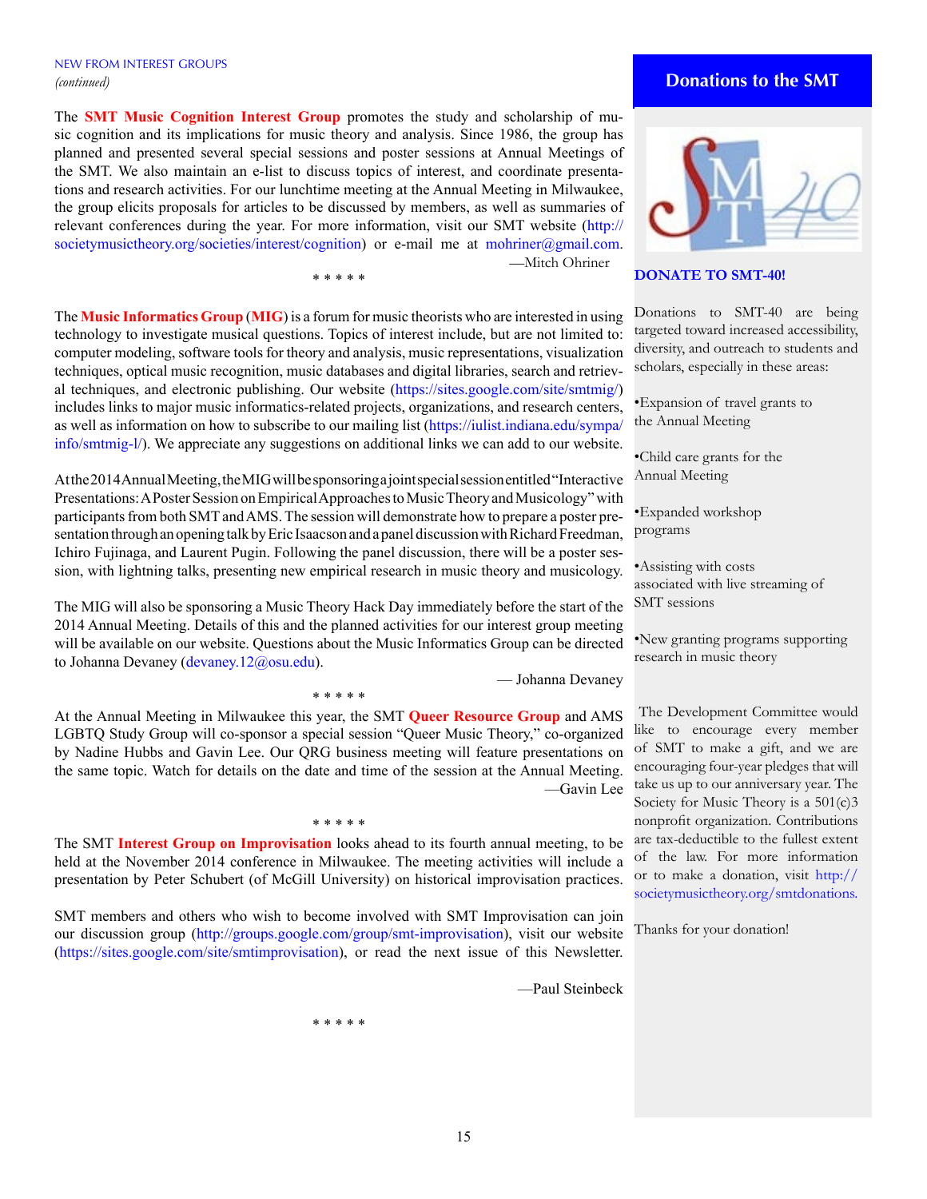NEW FROM INTEREST GROUPS

*(continued)*

The **SMT Music Cognition Interest Group** promotes the study and scholarship of music cognition and its implications for music theory and analysis. Since 1986, the group has planned and presented several special sessions and poster sessions at Annual Meetings of the SMT. We also maintain an e-list to discuss topics of interest, and coordinate presentations and research activities. For our lunchtime meeting at the Annual Meeting in Milwaukee, the group elicits proposals for articles to be discussed by members, as well as summaries of relevant conferences during the year. For more information, visit our SMT website (http://societymusictheory.org/societies/interest/cognition) or e-mail me at mohriner@gmail.com.

—Mitch Ohriner

\* \* \* \* \*

The **Music Informatics Group** (**MIG**) is a forum for music theorists who are interested in using technology to investigate musical questions. Topics of interest include, but are not limited to: computer modeling, software tools for theory and analysis, music representations, visualization techniques, optical music recognition, music databases and digital libraries, search and retrieval techniques, and electronic publishing. Our website (https://sites.google.com/site/smtmig/) includes links to major music informatics-related projects, organizations, and research centers, as well as information on how to subscribe to our mailing list (https://iulist.indiana.edu/sympa/info/smtmig-l/). We appreciate any suggestions on additional links we can add to our website.

At the 2014 Annual Meeting, the MIG will be sponsoring a joint special session entitled "Interactive Presentations: A Poster Session on Empirical Approaches to Music Theory and Musicology" with participants from both SMT and AMS. The session will demonstrate how to prepare a poster presentation through an opening talk by Eric Isaacson and a panel discussion with Richard Freedman, Ichiro Fujinaga, and Laurent Pugin. Following the panel discussion, there will be a poster session, with lightning talks, presenting new empirical research in music theory and musicology.

The MIG will also be sponsoring a Music Theory Hack Day immediately before the start of the 2014 Annual Meeting. Details of this and the planned activities for our interest group meeting will be available on our website. Questions about the Music Informatics Group can be directed to Johanna Devaney (devaney.12@osu.edu).

— Johanna Devaney

\* \* \* \* \*

At the Annual Meeting in Milwaukee this year, the SMT **Queer Resource Group** and AMS LGBTQ Study Group will co-sponsor a special session "Queer Music Theory," co-organized by Nadine Hubbs and Gavin Lee. Our QRG business meeting will feature presentations on the same topic. Watch for details on the date and time of the session at the Annual Meeting.

—Gavin Lee

\* \* \* \* \*

The SMT **Interest Group on Improvisation** looks ahead to its fourth annual meeting, to be held at the November 2014 conference in Milwaukee. The meeting activities will include a presentation by Peter Schubert (of McGill University) on historical improvisation practices.

SMT members and others who wish to become involved with SMT Improvisation can join our discussion group (http://groups.google.com/group/smt-improvisation), visit our website (https://sites.google.com/site/smtimprovisation), or read the next issue of this Newsletter.

—Paul Steinbeck

\* \* \* \* \*

## Donations to the SMT

**DONATE TO SMT-40!**

Donations to SMT-40 are being targeted toward increased accessibility, diversity, and outreach to students and scholars, especially in these areas:

- Expansion of travel grants to the Annual Meeting
- Child care grants for the Annual Meeting
- Expanded workshop programs
- Assisting with costs associated with live streaming of SMT sessions
- New granting programs supporting research in music theory

The Development Committee would like to encourage every member of SMT to make a gift, and we are encouraging four-year pledges that will take us up to our anniversary year. The Society for Music Theory is a 501(c)3 nonprofit organization. Contributions are tax-deductible to the fullest extent of the law. For more information or to make a donation, visit http://societymusictheory.org/smtdonations.

Thanks for your donation!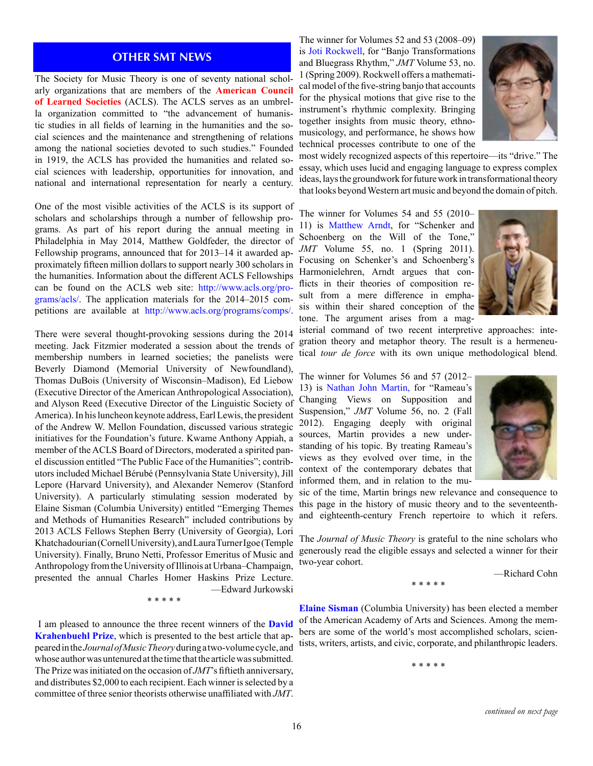## OTHER SMT NEWS

The Society for Music Theory is one of seventy national scholarly organizations that are members of the **American Council of Learned Societies** (ACLS). The ACLS serves as an umbrella organization committed to "the advancement of humanistic studies in all fields of learning in the humanities and the social sciences and the maintenance and strengthening of relations among the national societies devoted to such studies." Founded in 1919, the ACLS has provided the humanities and related social sciences with leadership, opportunities for innovation, and national and international representation for nearly a century.

One of the most visible activities of the ACLS is its support of scholars and scholarships through a number of fellowship programs. As part of his report during the annual meeting in Philadelphia in May 2014, Matthew Goldfeder, the director of Fellowship programs, announced that for 2013–14 it awarded approximately fifteen million dollars to support nearly 300 scholars in the humanities. Information about the different ACLS Fellowships can be found on the ACLS web site: http://www.acls.org/programs/acls/. The application materials for the 2014–2015 competitions are available at http://www.acls.org/programs/comps/.

There were several thought-provoking sessions during the 2014 meeting. Jack Fitzmier moderated a session about the trends of membership numbers in learned societies; the panelists were Beverly Diamond (Memorial University of Newfoundland), Thomas DuBois (University of Wisconsin–Madison), Ed Liebow (Executive Director of the American Anthropological Association), and Alyson Reed (Executive Director of the Linguistic Society of America). In his luncheon keynote address, Earl Lewis, the president of the Andrew W. Mellon Foundation, discussed various strategic initiatives for the Foundation's future. Kwame Anthony Appiah, a member of the ACLS Board of Directors, moderated a spirited panel discussion entitled "The Public Face of the Humanities"; contributors included Michael Bérubé (Pennsylvania State University), Jill Lepore (Harvard University), and Alexander Nemerov (Stanford University). A particularly stimulating session moderated by Elaine Sisman (Columbia University) entitled "Emerging Themes and Methods of Humanities Research" included contributions by 2013 ACLS Fellows Stephen Berry (University of Georgia), Lori Khatchadourian (Cornell University), and Laura Turner Igoe (Temple University). Finally, Bruno Netti, Professor Emeritus of Music and Anthropology from the University of Illinois at Urbana–Champaign, presented the annual Charles Homer Haskins Prize Lecture.

—Edward Jurkowski

\* \* \* \* \*

I am pleased to announce the three recent winners of the **David Krahenbuehl Prize**, which is presented to the best article that appeared in the *Journal of Music Theory* during a two-volume cycle, and whose author was untenured at the time that the article was submitted. The Prize was initiated on the occasion of *JMT*'s fiftieth anniversary, and distributes $2,000 to each recipient. Each winner is selected by a committee of three senior theorists otherwise unaffiliated with *JMT*.

The winner for Volumes 52 and 53 (2008–09) is Joti Rockwell, for "Banjo Transformations and Bluegrass Rhythm," *JMT* Volume 53, no. 1 (Spring 2009). Rockwell offers a mathematical model of the five-string banjo that accounts for the physical motions that give rise to the instrument's rhythmic complexity. Bringing together insights from music theory, ethnomusicology, and performance, he shows how technical processes contribute to one of the most widely recognized aspects of this repertoire—its "drive." The essay, which uses lucid and engaging language to express complex ideas, lays the groundwork for future work in transformational theory that looks beyond Western art music and beyond the domain of pitch.

The winner for Volumes 54 and 55 (2010–11) is Matthew Arndt, for "Schenker and Schoenberg on the Will of the Tone," *JMT* Volume 55, no. 1 (Spring 2011). Focusing on Schenker's and Schoenberg's Harmonielehren, Arndt argues that conflicts in their theories of composition result from a mere difference in emphasis within their shared conception of the tone. The argument arises from a magisterial command of two recent interpretive approaches: integration theory and metaphor theory. The result is a hermeneutical *tour de force* with its own unique methodological blend.

The winner for Volumes 56 and 57 (2012–13) is Nathan John Martin, for "Rameau's Changing Views on Supposition and Suspension," *JMT* Volume 56, no. 2 (Fall 2012). Engaging deeply with original sources, Martin provides a new understanding of his topic. By treating Rameau's views as they evolved over time, in the context of the contemporary debates that informed them, and in relation to the music of the time, Martin brings new relevance and consequence to this page in the history of music theory and to the seventeenth- and eighteenth-century French repertoire to which it refers.

The *Journal of Music Theory* is grateful to the nine scholars who generously read the eligible essays and selected a winner for their two-year cohort.

—Richard Cohn

\* \* \* \* \*

**Elaine Sisman** (Columbia University) has been elected a member of the American Academy of Arts and Sciences. Among the members are some of the world's most accomplished scholars, scientists, writers, artists, and civic, corporate, and philanthropic leaders.

\* \* \* \* \*

*continued on next page*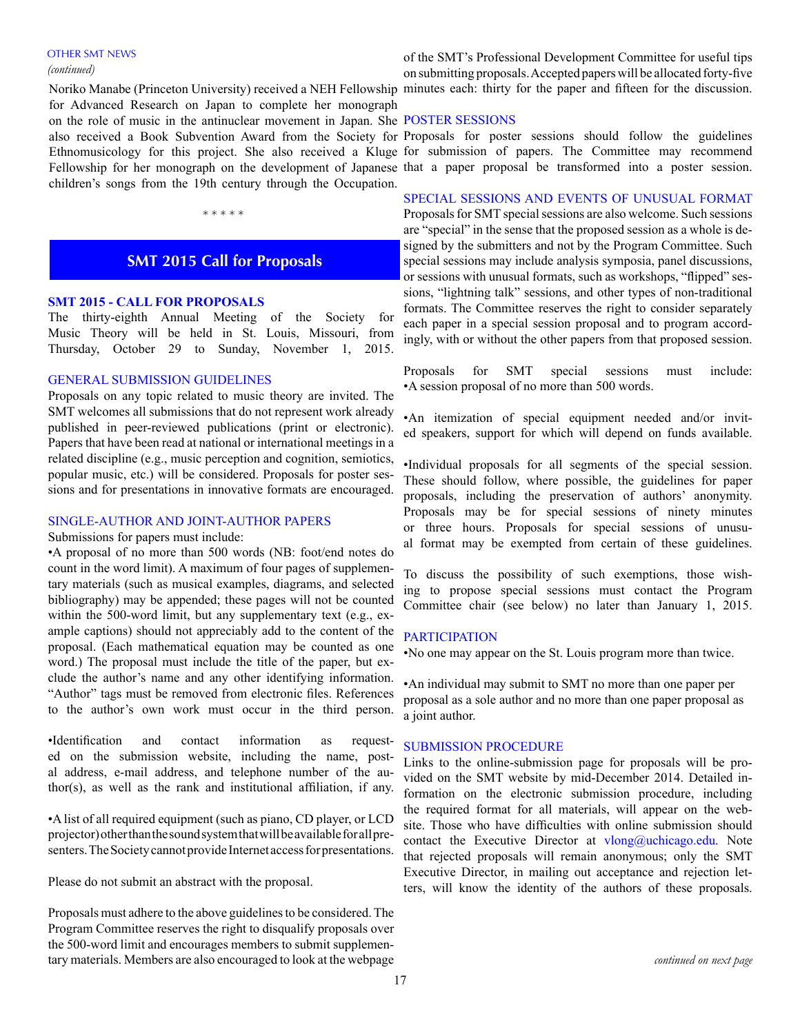### OTHER SMT NEWS

*(continued)*

Noriko Manabe (Princeton University) received a NEH Fellowship for Advanced Research on Japan to complete her monograph on the role of music in the antinuclear movement in Japan. She also received a Book Subvention Award from the Society for Ethnomusicology for this project. She also received a Kluge Fellowship for her monograph on the development of Japanese children's songs from the 19th century through the Occupation.

\* \* \* \* \*

## SMT 2015 Call for Proposals

### SMT 2015 - CALL FOR PROPOSALS

The thirty-eighth Annual Meeting of the Society for Music Theory will be held in St. Louis, Missouri, from Thursday, October 29 to Sunday, November 1, 2015.

### GENERAL SUBMISSION GUIDELINES

Proposals on any topic related to music theory are invited. The SMT welcomes all submissions that do not represent work already published in peer-reviewed publications (print or electronic). Papers that have been read at national or international meetings in a related discipline (e.g., music perception and cognition, semiotics, popular music, etc.) will be considered. Proposals for poster sessions and for presentations in innovative formats are encouraged.

### SINGLE-AUTHOR AND JOINT-AUTHOR PAPERS

Submissions for papers must include:

•A proposal of no more than 500 words (NB: foot/end notes do count in the word limit). A maximum of four pages of supplementary materials (such as musical examples, diagrams, and selected bibliography) may be appended; these pages will not be counted within the 500-word limit, but any supplementary text (e.g., example captions) should not appreciably add to the content of the proposal. (Each mathematical equation may be counted as one word.) The proposal must include the title of the paper, but exclude the author's name and any other identifying information. "Author" tags must be removed from electronic files. References to the author's own work must occur in the third person.

•Identification and contact information as requested on the submission website, including the name, postal address, e-mail address, and telephone number of the author(s), as well as the rank and institutional affiliation, if any.

•A list of all required equipment (such as piano, CD player, or LCD projector) other than the sound system that will be available for all presenters. The Society cannot provide Internet access for presentations.

Please do not submit an abstract with the proposal.

Proposals must adhere to the above guidelines to be considered. The Program Committee reserves the right to disqualify proposals over the 500-word limit and encourages members to submit supplementary materials. Members are also encouraged to look at the webpage of the SMT's Professional Development Committee for useful tips on submitting proposals. Accepted papers will be allocated forty-five minutes each: thirty for the paper and fifteen for the discussion.

### POSTER SESSIONS

Proposals for poster sessions should follow the guidelines for submission of papers. The Committee may recommend that a paper proposal be transformed into a poster session.

### SPECIAL SESSIONS AND EVENTS OF UNUSUAL FORMAT

Proposals for SMT special sessions are also welcome. Such sessions are "special" in the sense that the proposed session as a whole is designed by the submitters and not by the Program Committee. Such special sessions may include analysis symposia, panel discussions, or sessions with unusual formats, such as workshops, "flipped" sessions, "lightning talk" sessions, and other types of non-traditional formats. The Committee reserves the right to consider separately each paper in a special session proposal and to program accordingly, with or without the other papers from that proposed session.

Proposals for SMT special sessions must include:

•A session proposal of no more than 500 words.

•An itemization of special equipment needed and/or invited speakers, support for which will depend on funds available.

•Individual proposals for all segments of the special session. These should follow, where possible, the guidelines for paper proposals, including the preservation of authors' anonymity. Proposals may be for special sessions of ninety minutes or three hours. Proposals for special sessions of unusual format may be exempted from certain of these guidelines.

To discuss the possibility of such exemptions, those wishing to propose special sessions must contact the Program Committee chair (see below) no later than January 1, 2015.

### PARTICIPATION

•No one may appear on the St. Louis program more than twice.

•An individual may submit to SMT no more than one paper per proposal as a sole author and no more than one paper proposal as a joint author.

### SUBMISSION PROCEDURE

Links to the online-submission page for proposals will be provided on the SMT website by mid-December 2014. Detailed information on the electronic submission procedure, including the required format for all materials, will appear on the website. Those who have difficulties with online submission should contact the Executive Director at vlong@uchicago.edu. Note that rejected proposals will remain anonymous; only the SMT Executive Director, in mailing out acceptance and rejection letters, will know the identity of the authors of these proposals.

*continued on next page*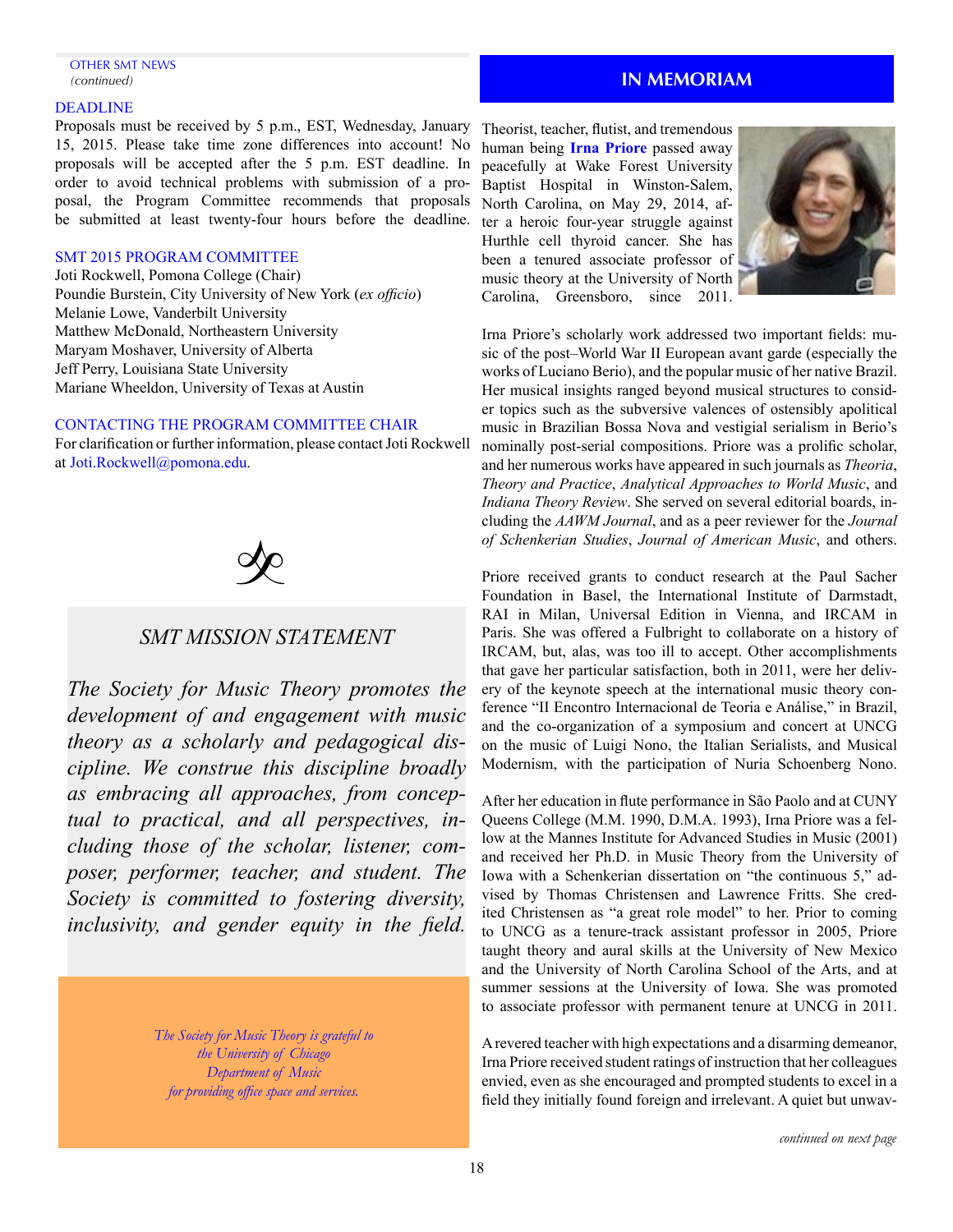OTHER SMT NEWS
*(continued)*

### DEADLINE

Proposals must be received by 5 p.m., EST, Wednesday, January 15, 2015. Please take time zone differences into account! No proposals will be accepted after the 5 p.m. EST deadline. In order to avoid technical problems with submission of a proposal, the Program Committee recommends that proposals be submitted at least twenty-four hours before the deadline.

### SMT 2015 PROGRAM COMMITTEE

Joti Rockwell, Pomona College (Chair)
Poundie Burstein, City University of New York (*ex officio*)
Melanie Lowe, Vanderbilt University
Matthew McDonald, Northeastern University
Maryam Moshaver, University of Alberta
Jeff Perry, Louisiana State University
Mariane Wheeldon, University of Texas at Austin

### CONTACTING THE PROGRAM COMMITTEE CHAIR

For clarification or further information, please contact Joti Rockwell at Joti.Rockwell@pomona.edu.

## *SMT MISSION STATEMENT*

*The Society for Music Theory promotes the development of and engagement with music theory as a scholarly and pedagogical discipline. We construe this discipline broadly as embracing all approaches, from conceptual to practical, and all perspectives, including those of the scholar, listener, composer, performer, teacher, and student. The Society is committed to fostering diversity, inclusivity, and gender equity in the field.*

*The Society for Music Theory is grateful to the University of Chicago Department of Music for providing office space and services.*

## IN MEMORIAM

Theorist, teacher, flutist, and tremendous human being **Irna Priore** passed away peacefully at Wake Forest University Baptist Hospital in Winston-Salem, North Carolina, on May 29, 2014, after a heroic four-year struggle against Hurthle cell thyroid cancer. She has been a tenured associate professor of music theory at the University of North Carolina, Greensboro, since 2011.

Irna Priore's scholarly work addressed two important fields: music of the post–World War II European avant garde (especially the works of Luciano Berio), and the popular music of her native Brazil. Her musical insights ranged beyond musical structures to consider topics such as the subversive valences of ostensibly apolitical music in Brazilian Bossa Nova and vestigial serialism in Berio's nominally post-serial compositions. Priore was a prolific scholar, and her numerous works have appeared in such journals as *Theoria*, *Theory and Practice*, *Analytical Approaches to World Music*, and *Indiana Theory Review*. She served on several editorial boards, including the *AAWM Journal*, and as a peer reviewer for the *Journal of Schenkerian Studies*, *Journal of American Music*, and others.

Priore received grants to conduct research at the Paul Sacher Foundation in Basel, the International Institute of Darmstadt, RAI in Milan, Universal Edition in Vienna, and IRCAM in Paris. She was offered a Fulbright to collaborate on a history of IRCAM, but, alas, was too ill to accept. Other accomplishments that gave her particular satisfaction, both in 2011, were her delivery of the keynote speech at the international music theory conference "II Encontro Internacional de Teoria e Análise," in Brazil, and the co-organization of a symposium and concert at UNCG on the music of Luigi Nono, the Italian Serialists, and Musical Modernism, with the participation of Nuria Schoenberg Nono.

After her education in flute performance in São Paolo and at CUNY Queens College (M.M. 1990, D.M.A. 1993), Irna Priore was a fellow at the Mannes Institute for Advanced Studies in Music (2001) and received her Ph.D. in Music Theory from the University of Iowa with a Schenkerian dissertation on "the continuous 5," advised by Thomas Christensen and Lawrence Fritts. She credited Christensen as "a great role model" to her. Prior to coming to UNCG as a tenure-track assistant professor in 2005, Priore taught theory and aural skills at the University of New Mexico and the University of North Carolina School of the Arts, and at summer sessions at the University of Iowa. She was promoted to associate professor with permanent tenure at UNCG in 2011.

A revered teacher with high expectations and a disarming demeanor, Irna Priore received student ratings of instruction that her colleagues envied, even as she encouraged and prompted students to excel in a field they initially found foreign and irrelevant. A quiet but unwav-

*continued on next page*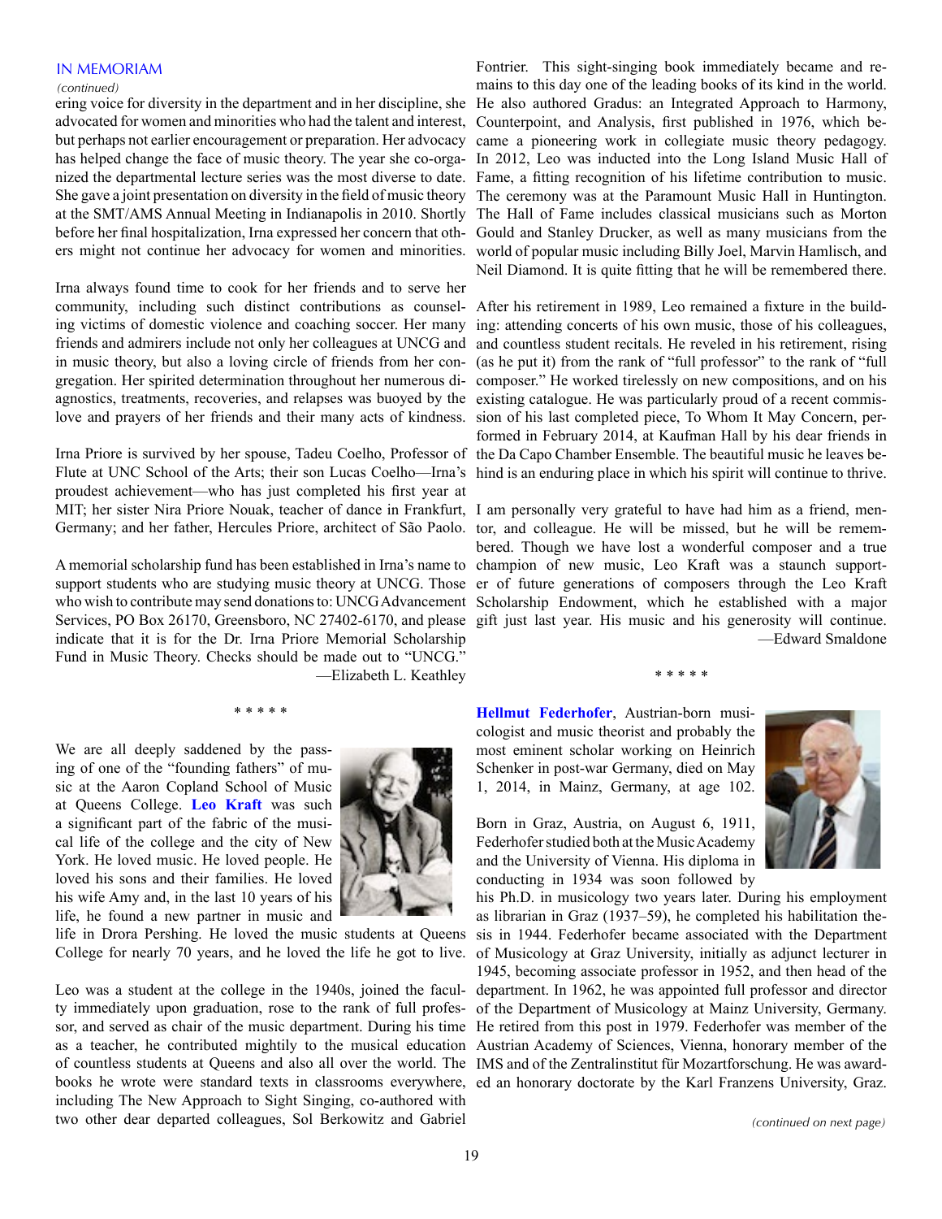## IN MEMORIAM

*(continued)*

ering voice for diversity in the department and in her discipline, she advocated for women and minorities who had the talent and interest, but perhaps not earlier encouragement or preparation. Her advocacy has helped change the face of music theory. The year she co-organized the departmental lecture series was the most diverse to date. She gave a joint presentation on diversity in the field of music theory at the SMT/AMS Annual Meeting in Indianapolis in 2010. Shortly before her final hospitalization, Irna expressed her concern that others might not continue her advocacy for women and minorities.

Irna always found time to cook for her friends and to serve her community, including such distinct contributions as counseling victims of domestic violence and coaching soccer. Her many friends and admirers include not only her colleagues at UNCG and in music theory, but also a loving circle of friends from her congregation. Her spirited determination throughout her numerous diagnostics, treatments, recoveries, and relapses was buoyed by the love and prayers of her friends and their many acts of kindness.

Irna Priore is survived by her spouse, Tadeu Coelho, Professor of Flute at UNC School of the Arts; their son Lucas Coelho—Irna's proudest achievement—who has just completed his first year at MIT; her sister Nira Priore Nouak, teacher of dance in Frankfurt, Germany; and her father, Hercules Priore, architect of São Paolo.

A memorial scholarship fund has been established in Irna's name to support students who are studying music theory at UNCG. Those who wish to contribute may send donations to: UNCG Advancement Services, PO Box 26170, Greensboro, NC 27402-6170, and please indicate that it is for the Dr. Irna Priore Memorial Scholarship Fund in Music Theory. Checks should be made out to "UNCG."

—Elizabeth L. Keathley

\* \* \* \* \*

We are all deeply saddened by the passing of one of the "founding fathers" of music at the Aaron Copland School of Music at Queens College. **Leo Kraft** was such a significant part of the fabric of the musical life of the college and the city of New York. He loved music. He loved people. He loved his sons and their families. He loved his wife Amy and, in the last 10 years of his life, he found a new partner in music and life in Drora Pershing. He loved the music students at Queens College for nearly 70 years, and he loved the life he got to live.

Leo was a student at the college in the 1940s, joined the faculty immediately upon graduation, rose to the rank of full professor, and served as chair of the music department. During his time as a teacher, he contributed mightily to the musical education of countless students at Queens and also all over the world. The books he wrote were standard texts in classrooms everywhere, including The New Approach to Sight Singing, co-authored with two other dear departed colleagues, Sol Berkowitz and Gabriel Fontrier. This sight-singing book immediately became and remains to this day one of the leading books of its kind in the world. He also authored Gradus: an Integrated Approach to Harmony, Counterpoint, and Analysis, first published in 1976, which became a pioneering work in collegiate music theory pedagogy. In 2012, Leo was inducted into the Long Island Music Hall of Fame, a fitting recognition of his lifetime contribution to music. The ceremony was at the Paramount Music Hall in Huntington. The Hall of Fame includes classical musicians such as Morton Gould and Stanley Drucker, as well as many musicians from the world of popular music including Billy Joel, Marvin Hamlisch, and Neil Diamond. It is quite fitting that he will be remembered there.

After his retirement in 1989, Leo remained a fixture in the building: attending concerts of his own music, those of his colleagues, and countless student recitals. He reveled in his retirement, rising (as he put it) from the rank of "full professor" to the rank of "full composer." He worked tirelessly on new compositions, and on his existing catalogue. He was particularly proud of a recent commission of his last completed piece, To Whom It May Concern, performed in February 2014, at Kaufman Hall by his dear friends in the Da Capo Chamber Ensemble. The beautiful music he leaves behind is an enduring place in which his spirit will continue to thrive.

I am personally very grateful to have had him as a friend, mentor, and colleague. He will be missed, but he will be remembered. Though we have lost a wonderful composer and a true champion of new music, Leo Kraft was a staunch supporter of future generations of composers through the Leo Kraft Scholarship Endowment, which he established with a major gift just last year. His music and his generosity will continue.

—Edward Smaldone

\* \* \* \* \*

**Hellmut Federhofer**, Austrian-born musicologist and music theorist and probably the most eminent scholar working on Heinrich Schenker in post-war Germany, died on May 1, 2014, in Mainz, Germany, at age 102.

Born in Graz, Austria, on August 6, 1911, Federhofer studied both at the Music Academy and the University of Vienna. His diploma in conducting in 1934 was soon followed by his Ph.D. in musicology two years later. During his employment as librarian in Graz (1937–59), he completed his habilitation thesis in 1944. Federhofer became associated with the Department of Musicology at Graz University, initially as adjunct lecturer in 1945, becoming associate professor in 1952, and then head of the department. In 1962, he was appointed full professor and director of the Department of Musicology at Mainz University, Germany. He retired from this post in 1979. Federhofer was member of the Austrian Academy of Sciences, Vienna, honorary member of the IMS and of the Zentralinstitut für Mozartforschung. He was awarded an honorary doctorate by the Karl Franzens University, Graz.

*(continued on next page)*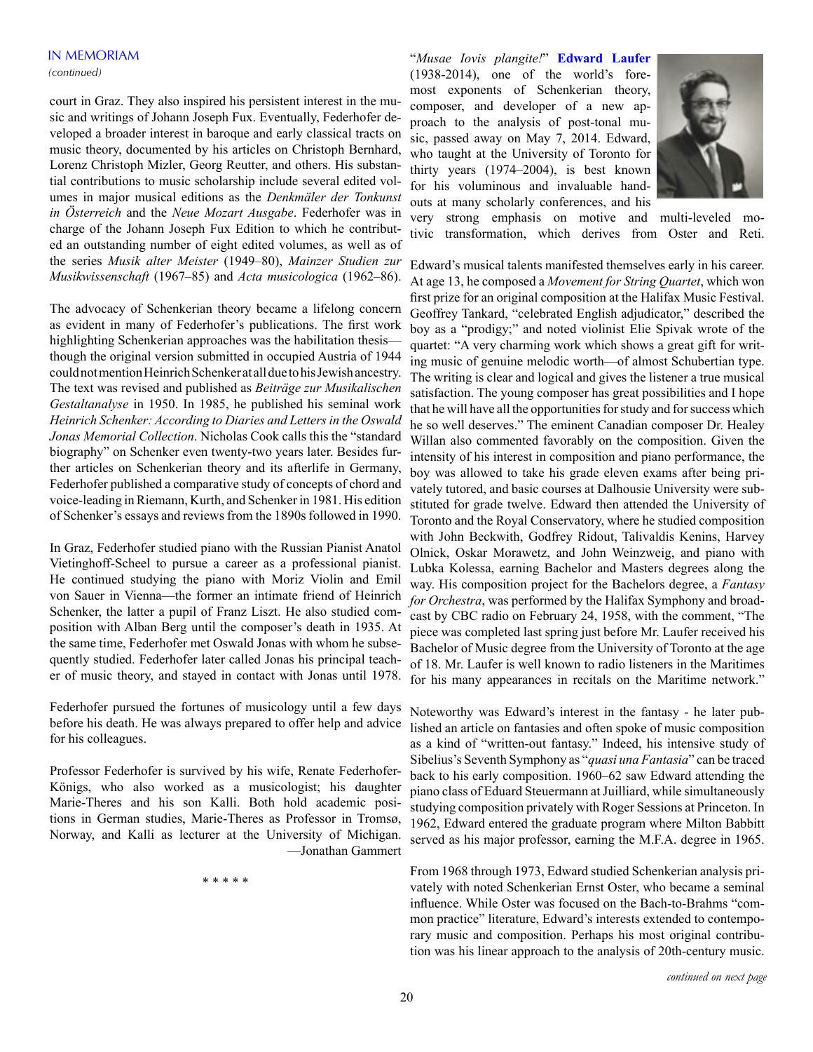## IN MEMORIAM

*(continued)*

court in Graz. They also inspired his persistent interest in the music and writings of Johann Joseph Fux. Eventually, Federhofer developed a broader interest in baroque and early classical tracts on music theory, documented by his articles on Christoph Bernhard, Lorenz Christoph Mizler, Georg Reutter, and others. His substantial contributions to music scholarship include several edited volumes in major musical editions as the *Denkmäler der Tonkunst in Österreich* and the *Neue Mozart Ausgabe*. Federhofer was in charge of the Johann Joseph Fux Edition to which he contributed an outstanding number of eight edited volumes, as well as of the series *Musik alter Meister* (1949–80), *Mainzer Studien zur Musikwissenschaft* (1967–85) and *Acta musicologica* (1962–86).

The advocacy of Schenkerian theory became a lifelong concern as evident in many of Federhofer's publications. The first work highlighting Schenkerian approaches was the habilitation thesis—though the original version submitted in occupied Austria of 1944 could not mention Heinrich Schenker at all due to his Jewish ancestry. The text was revised and published as *Beiträge zur Musikalischen Gestaltanalyse* in 1950. In 1985, he published his seminal work *Heinrich Schenker: According to Diaries and Letters in the Oswald Jonas Memorial Collection*. Nicholas Cook calls this the "standard biography" on Schenker even twenty-two years later. Besides further articles on Schenkerian theory and its afterlife in Germany, Federhofer published a comparative study of concepts of chord and voice-leading in Riemann, Kurth, and Schenker in 1981. His edition of Schenker's essays and reviews from the 1890s followed in 1990.

In Graz, Federhofer studied piano with the Russian Pianist Anatol Vietinghoff-Scheel to pursue a career as a professional pianist. He continued studying the piano with Moriz Violin and Emil von Sauer in Vienna—the former an intimate friend of Heinrich Schenker, the latter a pupil of Franz Liszt. He also studied composition with Alban Berg until the composer's death in 1935. At the same time, Federhofer met Oswald Jonas with whom he subsequently studied. Federhofer later called Jonas his principal teacher of music theory, and stayed in contact with Jonas until 1978.

Federhofer pursued the fortunes of musicology until a few days before his death. He was always prepared to offer help and advice for his colleagues.

Professor Federhofer is survived by his wife, Renate Federhofer-Königs, who also worked as a musicologist; his daughter Marie-Theres and his son Kalli. Both hold academic positions in German studies, Marie-Theres as Professor in Tromsø, Norway, and Kalli as lecturer at the University of Michigan.

—Jonathan Gammert

* * * * *

"*Musae Iovis plangite!*" **Edward Laufer** (1938-2014), one of the world's foremost exponents of Schenkerian theory, composer, and developer of a new approach to the analysis of post-tonal music, passed away on May 7, 2014. Edward, who taught at the University of Toronto for thirty years (1974–2004), is best known for his voluminous and invaluable handouts at many scholarly conferences, and his very strong emphasis on motive and multi-leveled motivic transformation, which derives from Oster and Reti.

Edward's musical talents manifested themselves early in his career. At age 13, he composed a *Movement for String Quartet*, which won first prize for an original composition at the Halifax Music Festival. Geoffrey Tankard, "celebrated English adjudicator," described the boy as a "prodigy;" and noted violinist Elie Spivak wrote of the quartet: "A very charming work which shows a great gift for writing music of genuine melodic worth—of almost Schubertian type. The writing is clear and logical and gives the listener a great musical satisfaction. The young composer has great possibilities and I hope that he will have all the opportunities for study and for success which he so well deserves." The eminent Canadian composer Dr. Healey Willan also commented favorably on the composition. Given the intensity of his interest in composition and piano performance, the boy was allowed to take his grade eleven exams after being privately tutored, and basic courses at Dalhousie University were substituted for grade twelve. Edward then attended the University of Toronto and the Royal Conservatory, where he studied composition with John Beckwith, Godfrey Ridout, Talivaldis Kenins, Harvey Olnick, Oskar Morawetz, and John Weinzweig, and piano with Lubka Kolessa, earning Bachelor and Masters degrees along the way. His composition project for the Bachelors degree, a *Fantasy for Orchestra*, was performed by the Halifax Symphony and broadcast by CBC radio on February 24, 1958, with the comment, "The piece was completed last spring just before Mr. Laufer received his Bachelor of Music degree from the University of Toronto at the age of 18. Mr. Laufer is well known to radio listeners in the Maritimes for his many appearances in recitals on the Maritime network."

Noteworthy was Edward's interest in the fantasy - he later published an article on fantasies and often spoke of music composition as a kind of "written-out fantasy." Indeed, his intensive study of Sibelius's Seventh Symphony as "*quasi una Fantasia*" can be traced back to his early composition. 1960–62 saw Edward attending the piano class of Eduard Steuermann at Juilliard, while simultaneously studying composition privately with Roger Sessions at Princeton. In 1962, Edward entered the graduate program where Milton Babbitt served as his major professor, earning the M.F.A. degree in 1965.

From 1968 through 1973, Edward studied Schenkerian analysis privately with noted Schenkerian Ernst Oster, who became a seminal influence. While Oster was focused on the Bach-to-Brahms "common practice" literature, Edward's interests extended to contemporary music and composition. Perhaps his most original contribution was his linear approach to the analysis of 20th-century music.

*continued on next page*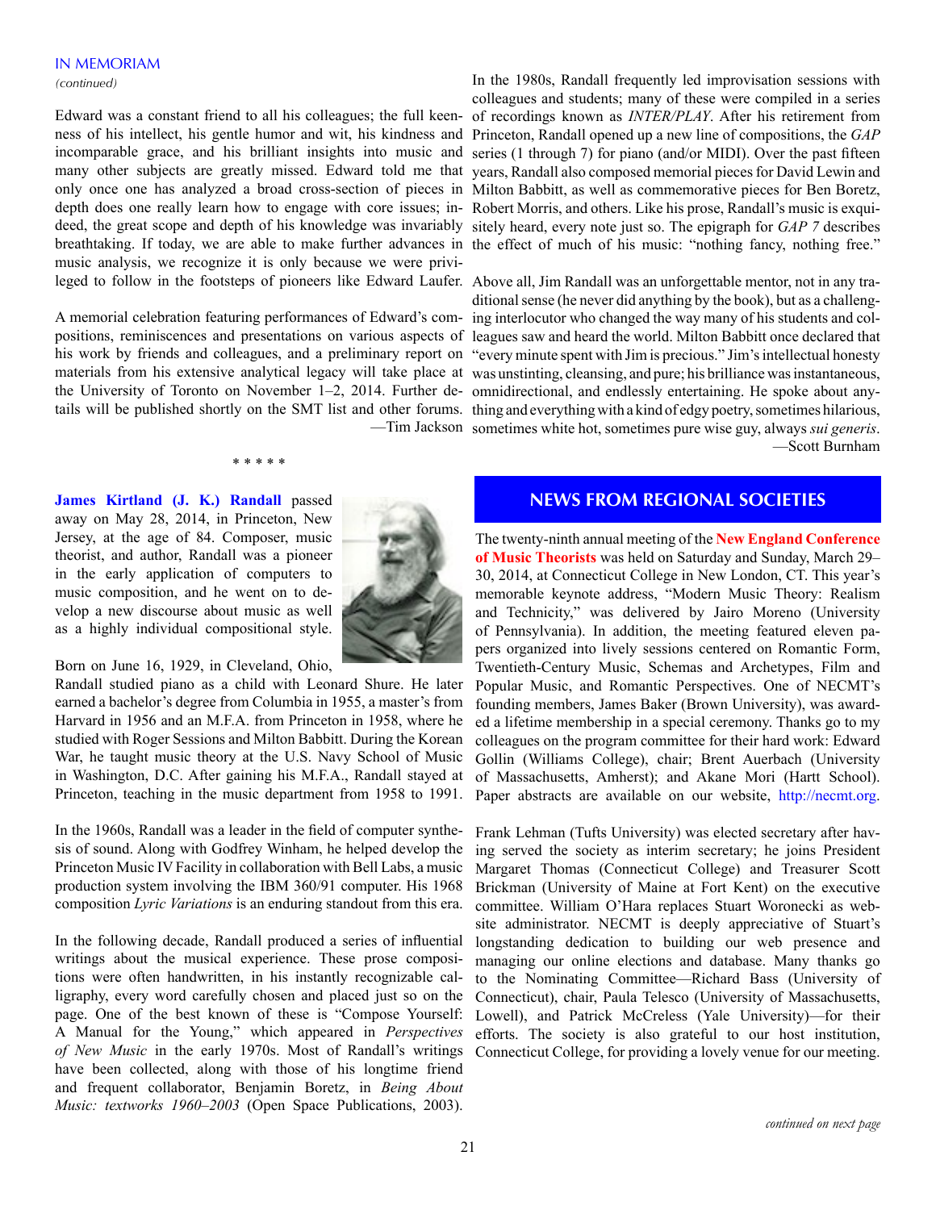## IN MEMORIAM

*(continued)*

Edward was a constant friend to all his colleagues; the full keenness of his intellect, his gentle humor and wit, his kindness and incomparable grace, and his brilliant insights into music and many other subjects are greatly missed. Edward told me that only once one has analyzed a broad cross-section of pieces in depth does one really learn how to engage with core issues; indeed, the great scope and depth of his knowledge was invariably breathtaking. If today, we are able to make further advances in music analysis, we recognize it is only because we were privileged to follow in the footsteps of pioneers like Edward Laufer.

A memorial celebration featuring performances of Edward's compositions, reminiscences and presentations on various aspects of his work by friends and colleagues, and a preliminary report on materials from his extensive analytical legacy will take place at the University of Toronto on November 1–2, 2014. Further details will be published shortly on the SMT list and other forums.

—Tim Jackson

\* \* \* \* \*

**James Kirtland (J. K.) Randall** passed away on May 28, 2014, in Princeton, New Jersey, at the age of 84. Composer, music theorist, and author, Randall was a pioneer in the early application of computers to music composition, and he went on to develop a new discourse about music as well as a highly individual compositional style.

Born on June 16, 1929, in Cleveland, Ohio, Randall studied piano as a child with Leonard Shure. He later earned a bachelor's degree from Columbia in 1955, a master's from Harvard in 1956 and an M.F.A. from Princeton in 1958, where he studied with Roger Sessions and Milton Babbitt. During the Korean War, he taught music theory at the U.S. Navy School of Music in Washington, D.C. After gaining his M.F.A., Randall stayed at Princeton, teaching in the music department from 1958 to 1991.

In the 1960s, Randall was a leader in the field of computer synthesis of sound. Along with Godfrey Winham, he helped develop the Princeton Music IV Facility in collaboration with Bell Labs, a music production system involving the IBM 360/91 computer. His 1968 composition *Lyric Variations* is an enduring standout from this era.

In the following decade, Randall produced a series of influential writings about the musical experience. These prose compositions were often handwritten, in his instantly recognizable calligraphy, every word carefully chosen and placed just so on the page. One of the best known of these is "Compose Yourself: A Manual for the Young," which appeared in *Perspectives of New Music* in the early 1970s. Most of Randall's writings have been collected, along with those of his longtime friend and frequent collaborator, Benjamin Boretz, in *Being About Music: textworks 1960–2003* (Open Space Publications, 2003).

In the 1980s, Randall frequently led improvisation sessions with colleagues and students; many of these were compiled in a series of recordings known as *INTER/PLAY*. After his retirement from Princeton, Randall opened up a new line of compositions, the *GAP* series (1 through 7) for piano (and/or MIDI). Over the past fifteen years, Randall also composed memorial pieces for David Lewin and Milton Babbitt, as well as commemorative pieces for Ben Boretz, Robert Morris, and others. Like his prose, Randall's music is exquisitely heard, every note just so. The epigraph for *GAP 7* describes the effect of much of his music: "nothing fancy, nothing free."

Above all, Jim Randall was an unforgettable mentor, not in any traditional sense (he never did anything by the book), but as a challenging interlocutor who changed the way many of his students and colleagues saw and heard the world. Milton Babbitt once declared that "every minute spent with Jim is precious." Jim's intellectual honesty was unstinting, cleansing, and pure; his brilliance was instantaneous, omnidirectional, and endlessly entertaining. He spoke about anything and everything with a kind of edgy poetry, sometimes hilarious, sometimes white hot, sometimes pure wise guy, always *sui generis*.

—Scott Burnham

## NEWS FROM REGIONAL SOCIETIES

The twenty-ninth annual meeting of the **New England Conference of Music Theorists** was held on Saturday and Sunday, March 29–30, 2014, at Connecticut College in New London, CT. This year's memorable keynote address, "Modern Music Theory: Realism and Technicity," was delivered by Jairo Moreno (University of Pennsylvania). In addition, the meeting featured eleven papers organized into lively sessions centered on Romantic Form, Twentieth-Century Music, Schemas and Archetypes, Film and Popular Music, and Romantic Perspectives. One of NECMT's founding members, James Baker (Brown University), was awarded a lifetime membership in a special ceremony. Thanks go to my colleagues on the program committee for their hard work: Edward Gollin (Williams College), chair; Brent Auerbach (University of Massachusetts, Amherst); and Akane Mori (Hartt School). Paper abstracts are available on our website, http://necmt.org.

Frank Lehman (Tufts University) was elected secretary after having served the society as interim secretary; he joins President Margaret Thomas (Connecticut College) and Treasurer Scott Brickman (University of Maine at Fort Kent) on the executive committee. William O'Hara replaces Stuart Woronecki as website administrator. NECMT is deeply appreciative of Stuart's longstanding dedication to building our web presence and managing our online elections and database. Many thanks go to the Nominating Committee—Richard Bass (University of Connecticut), chair, Paula Telesco (University of Massachusetts, Lowell), and Patrick McCreless (Yale University)—for their efforts. The society is also grateful to our host institution, Connecticut College, for providing a lovely venue for our meeting.

*continued on next page*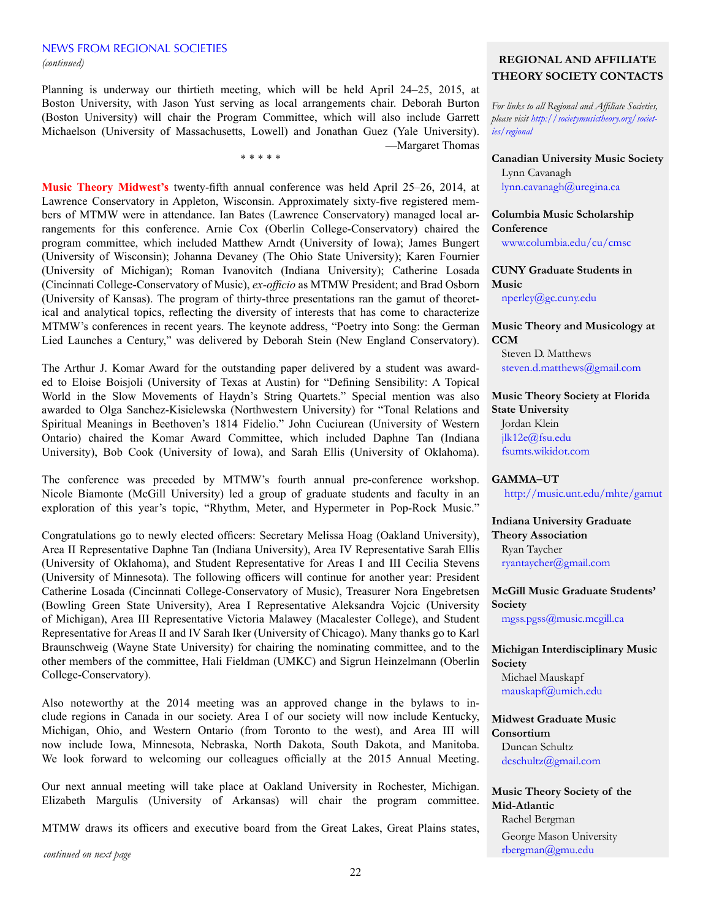## NEWS FROM REGIONAL SOCIETIES

*(continued)*

Planning is underway our thirtieth meeting, which will be held April 24–25, 2015, at Boston University, with Jason Yust serving as local arrangements chair. Deborah Burton (Boston University) will chair the Program Committee, which will also include Garrett Michaelson (University of Massachusetts, Lowell) and Jonathan Guez (Yale University).

—Margaret Thomas

\* \* \* \* \*

**Music Theory Midwest's** twenty-fifth annual conference was held April 25–26, 2014, at Lawrence Conservatory in Appleton, Wisconsin. Approximately sixty-five registered members of MTMW were in attendance. Ian Bates (Lawrence Conservatory) managed local arrangements for this conference. Arnie Cox (Oberlin College-Conservatory) chaired the program committee, which included Matthew Arndt (University of Iowa); James Bungert (University of Wisconsin); Johanna Devaney (The Ohio State University); Karen Fournier (University of Michigan); Roman Ivanovitch (Indiana University); Catherine Losada (Cincinnati College-Conservatory of Music), *ex-officio* as MTMW President; and Brad Osborn (University of Kansas). The program of thirty-three presentations ran the gamut of theoretical and analytical topics, reflecting the diversity of interests that has come to characterize MTMW's conferences in recent years. The keynote address, "Poetry into Song: the German Lied Launches a Century," was delivered by Deborah Stein (New England Conservatory).

The Arthur J. Komar Award for the outstanding paper delivered by a student was awarded to Eloise Boisjoli (University of Texas at Austin) for "Defining Sensibility: A Topical World in the Slow Movements of Haydn's String Quartets." Special mention was also awarded to Olga Sanchez-Kisielewska (Northwestern University) for "Tonal Relations and Spiritual Meanings in Beethoven's 1814 Fidelio." John Cuciurean (University of Western Ontario) chaired the Komar Award Committee, which included Daphne Tan (Indiana University), Bob Cook (University of Iowa), and Sarah Ellis (University of Oklahoma).

The conference was preceded by MTMW's fourth annual pre-conference workshop. Nicole Biamonte (McGill University) led a group of graduate students and faculty in an exploration of this year's topic, "Rhythm, Meter, and Hypermeter in Pop-Rock Music."

Congratulations go to newly elected officers: Secretary Melissa Hoag (Oakland University), Area II Representative Daphne Tan (Indiana University), Area IV Representative Sarah Ellis (University of Oklahoma), and Student Representative for Areas I and III Cecilia Stevens (University of Minnesota). The following officers will continue for another year: President Catherine Losada (Cincinnati College-Conservatory of Music), Treasurer Nora Engebretsen (Bowling Green State University), Area I Representative Aleksandra Vojcic (University of Michigan), Area III Representative Victoria Malawey (Macalester College), and Student Representative for Areas II and IV Sarah Iker (University of Chicago). Many thanks go to Karl Braunschweig (Wayne State University) for chairing the nominating committee, and to the other members of the committee, Hali Fieldman (UMKC) and Sigrun Heinzelmann (Oberlin College-Conservatory).

Also noteworthy at the 2014 meeting was an approved change in the bylaws to include regions in Canada in our society. Area I of our society will now include Kentucky, Michigan, Ohio, and Western Ontario (from Toronto to the west), and Area III will now include Iowa, Minnesota, Nebraska, North Dakota, South Dakota, and Manitoba. We look forward to welcoming our colleagues officially at the 2015 Annual Meeting.

Our next annual meeting will take place at Oakland University in Rochester, Michigan. Elizabeth Margulis (University of Arkansas) will chair the program committee.

MTMW draws its officers and executive board from the Great Lakes, Great Plains states,

*continued on next page*

### REGIONAL AND AFFILIATE THEORY SOCIETY CONTACTS

*For links to all Regional and Affiliate Societies, please visit http://societymusictheory.org/societies/regional*

**Canadian University Music Society**
Lynn Cavanagh
lynn.cavanagh@uregina.ca

**Columbia Music Scholarship Conference**
www.columbia.edu/cu/cmsc

**CUNY Graduate Students in Music**
nperley@gc.cuny.edu

**Music Theory and Musicology at CCM**
Steven D. Matthews
steven.d.matthews@gmail.com

**Music Theory Society at Florida State University**
Jordan Klein
jlk12e@fsu.edu
fsumts.wikidot.com

**GAMMA–UT**
http://music.unt.edu/mhte/gamut

**Indiana University Graduate Theory Association**
Ryan Taycher
ryantaycher@gmail.com

**McGill Music Graduate Students' Society**
mgss.pgss@music.mcgill.ca

**Michigan Interdisciplinary Music Society**
Michael Mauskapf
mauskapf@umich.edu

**Midwest Graduate Music Consortium**
Duncan Schultz
dcschultz@gmail.com

**Music Theory Society of the Mid-Atlantic**
Rachel Bergman
George Mason University
rbergman@gmu.edu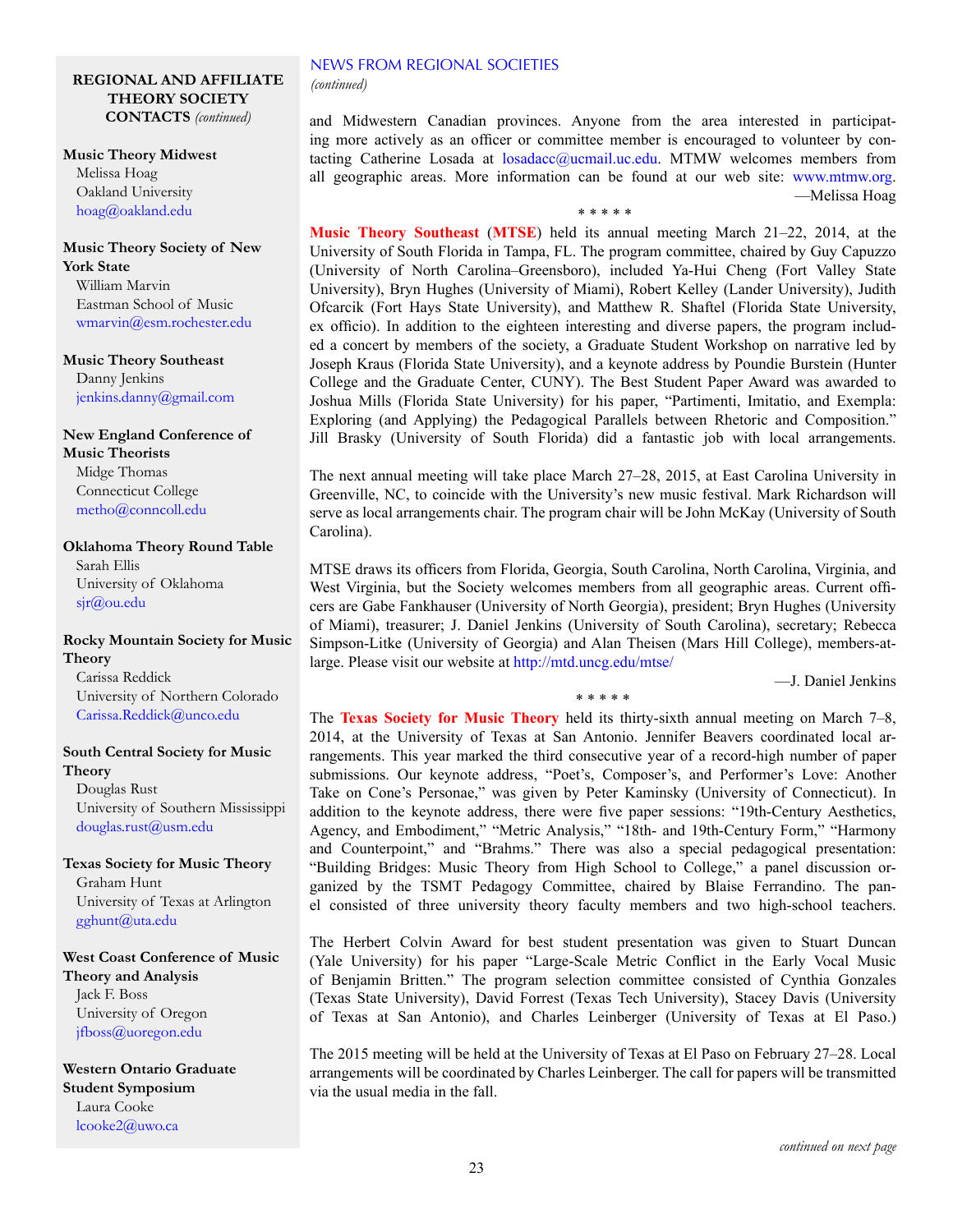**REGIONAL AND AFFILIATE THEORY SOCIETY CONTACTS** *(continued)*

**Music Theory Midwest**
Melissa Hoag
Oakland University
hoag@oakland.edu

**Music Theory Society of New York State**
William Marvin
Eastman School of Music
wmarvin@esm.rochester.edu

**Music Theory Southeast**
Danny Jenkins
jenkins.danny@gmail.com

**New England Conference of Music Theorists**
Midge Thomas
Connecticut College
metho@conncoll.edu

**Oklahoma Theory Round Table**
Sarah Ellis
University of Oklahoma
sjr@ou.edu

**Rocky Mountain Society for Music Theory**
Carissa Reddick
University of Northern Colorado
Carissa.Reddick@unco.edu

**South Central Society for Music Theory**
Douglas Rust
University of Southern Mississippi
douglas.rust@usm.edu

**Texas Society for Music Theory**
Graham Hunt
University of Texas at Arlington
gghunt@uta.edu

**West Coast Conference of Music Theory and Analysis**
Jack F. Boss
University of Oregon
jfboss@uoregon.edu

**Western Ontario Graduate Student Symposium**
Laura Cooke
lcooke2@uwo.ca

## NEWS FROM REGIONAL SOCIETIES

*(continued)*

and Midwestern Canadian provinces. Anyone from the area interested in participating more actively as an officer or committee member is encouraged to volunteer by contacting Catherine Losada at losadacc@ucmail.uc.edu. MTMW welcomes members from all geographic areas. More information can be found at our web site: www.mtmw.org.

—Melissa Hoag

\* \* \* \* \*

**Music Theory Southeast** (**MTSE**) held its annual meeting March 21–22, 2014, at the University of South Florida in Tampa, FL. The program committee, chaired by Guy Capuzzo (University of North Carolina–Greensboro), included Ya-Hui Cheng (Fort Valley State University), Bryn Hughes (University of Miami), Robert Kelley (Lander University), Judith Ofcarcik (Fort Hays State University), and Matthew R. Shaftel (Florida State University, ex officio). In addition to the eighteen interesting and diverse papers, the program included a concert by members of the society, a Graduate Student Workshop on narrative led by Joseph Kraus (Florida State University), and a keynote address by Poundie Burstein (Hunter College and the Graduate Center, CUNY). The Best Student Paper Award was awarded to Joshua Mills (Florida State University) for his paper, "Partimenti, Imitatio, and Exempla: Exploring (and Applying) the Pedagogical Parallels between Rhetoric and Composition." Jill Brasky (University of South Florida) did a fantastic job with local arrangements.

The next annual meeting will take place March 27–28, 2015, at East Carolina University in Greenville, NC, to coincide with the University's new music festival. Mark Richardson will serve as local arrangements chair. The program chair will be John McKay (University of South Carolina).

MTSE draws its officers from Florida, Georgia, South Carolina, North Carolina, Virginia, and West Virginia, but the Society welcomes members from all geographic areas. Current officers are Gabe Fankhauser (University of North Georgia), president; Bryn Hughes (University of Miami), treasurer; J. Daniel Jenkins (University of South Carolina), secretary; Rebecca Simpson-Litke (University of Georgia) and Alan Theisen (Mars Hill College), members-at-large. Please visit our website at http://mtd.uncg.edu/mtse/

—J. Daniel Jenkins

\* \* \* \* \*

The **Texas Society for Music Theory** held its thirty-sixth annual meeting on March 7–8, 2014, at the University of Texas at San Antonio. Jennifer Beavers coordinated local arrangements. This year marked the third consecutive year of a record-high number of paper submissions. Our keynote address, "Poet's, Composer's, and Performer's Love: Another Take on Cone's Personae," was given by Peter Kaminsky (University of Connecticut). In addition to the keynote address, there were five paper sessions: "19th-Century Aesthetics, Agency, and Embodiment," "Metric Analysis," "18th- and 19th-Century Form," "Harmony and Counterpoint," and "Brahms." There was also a special pedagogical presentation: "Building Bridges: Music Theory from High School to College," a panel discussion organized by the TSMT Pedagogy Committee, chaired by Blaise Ferrandino. The panel consisted of three university theory faculty members and two high-school teachers.

The Herbert Colvin Award for best student presentation was given to Stuart Duncan (Yale University) for his paper "Large-Scale Metric Conflict in the Early Vocal Music of Benjamin Britten." The program selection committee consisted of Cynthia Gonzales (Texas State University), David Forrest (Texas Tech University), Stacey Davis (University of Texas at San Antonio), and Charles Leinberger (University of Texas at El Paso.)

The 2015 meeting will be held at the University of Texas at El Paso on February 27–28. Local arrangements will be coordinated by Charles Leinberger. The call for papers will be transmitted via the usual media in the fall.

*continued on next page*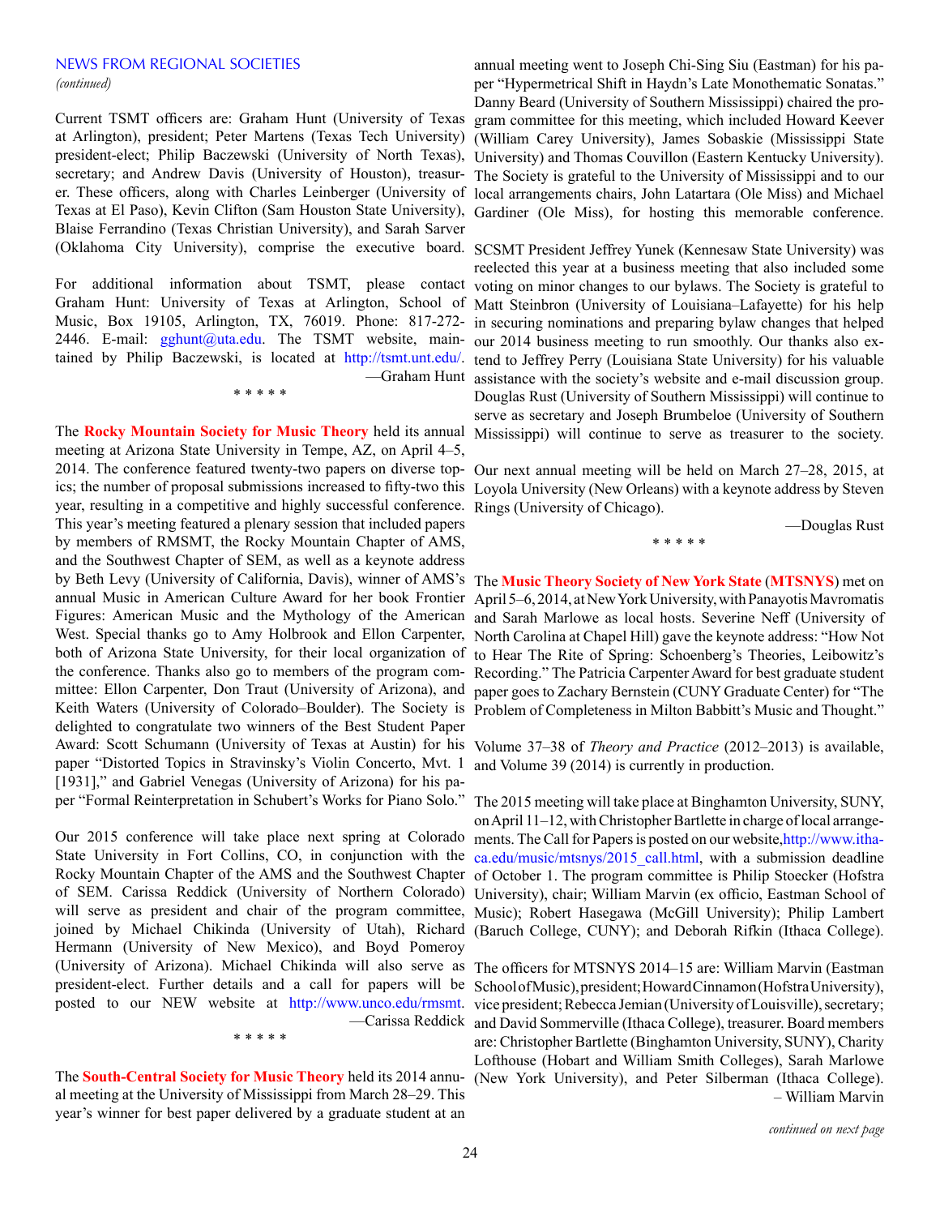## NEWS FROM REGIONAL SOCIETIES

*(continued)*

Current TSMT officers are: Graham Hunt (University of Texas at Arlington), president; Peter Martens (Texas Tech University) president-elect; Philip Baczewski (University of North Texas), secretary; and Andrew Davis (University of Houston), treasurer. These officers, along with Charles Leinberger (University of Texas at El Paso), Kevin Clifton (Sam Houston State University), Blaise Ferrandino (Texas Christian University), and Sarah Sarver (Oklahoma City University), comprise the executive board.

For additional information about TSMT, please contact Graham Hunt: University of Texas at Arlington, School of Music, Box 19105, Arlington, TX, 76019. Phone: 817-272-2446. E-mail: gghunt@uta.edu. The TSMT website, maintained by Philip Baczewski, is located at http://tsmt.unt.edu/.

—Graham Hunt

\* \* \* \* \*

The **Rocky Mountain Society for Music Theory** held its annual meeting at Arizona State University in Tempe, AZ, on April 4–5, 2014. The conference featured twenty-two papers on diverse topics; the number of proposal submissions increased to fifty-two this year, resulting in a competitive and highly successful conference. This year's meeting featured a plenary session that included papers by members of RMSMT, the Rocky Mountain Chapter of AMS, and the Southwest Chapter of SEM, as well as a keynote address by Beth Levy (University of California, Davis), winner of AMS's annual Music in American Culture Award for her book Frontier Figures: American Music and the Mythology of the American West. Special thanks go to Amy Holbrook and Ellon Carpenter, both of Arizona State University, for their local organization of the conference. Thanks also go to members of the program committee: Ellon Carpenter, Don Traut (University of Arizona), and Keith Waters (University of Colorado–Boulder). The Society is delighted to congratulate two winners of the Best Student Paper Award: Scott Schumann (University of Texas at Austin) for his paper "Distorted Topics in Stravinsky's Violin Concerto, Mvt. 1 [1931]," and Gabriel Venegas (University of Arizona) for his paper "Formal Reinterpretation in Schubert's Works for Piano Solo."

Our 2015 conference will take place next spring at Colorado State University in Fort Collins, CO, in conjunction with the Rocky Mountain Chapter of the AMS and the Southwest Chapter of SEM. Carissa Reddick (University of Northern Colorado) will serve as president and chair of the program committee, joined by Michael Chikinda (University of Utah), Richard Hermann (University of New Mexico), and Boyd Pomeroy (University of Arizona). Michael Chikinda will also serve as president-elect. Further details and a call for papers will be posted to our NEW website at http://www.unco.edu/rmsmt.

—Carissa Reddick

\* \* \* \* \*

The **South-Central Society for Music Theory** held its 2014 annual meeting at the University of Mississippi from March 28–29. This year's winner for best paper delivered by a graduate student at an annual meeting went to Joseph Chi-Sing Siu (Eastman) for his paper "Hypermetrical Shift in Haydn's Late Monothematic Sonatas." Danny Beard (University of Southern Mississippi) chaired the program committee for this meeting, which included Howard Keever (William Carey University), James Sobaskie (Mississippi State University) and Thomas Couvillon (Eastern Kentucky University). The Society is grateful to the University of Mississippi and to our local arrangements chairs, John Latartara (Ole Miss) and Michael Gardiner (Ole Miss), for hosting this memorable conference.

SCSMT President Jeffrey Yunek (Kennesaw State University) was reelected this year at a business meeting that also included some voting on minor changes to our bylaws. The Society is grateful to Matt Steinbron (University of Louisiana–Lafayette) for his help in securing nominations and preparing bylaw changes that helped our 2014 business meeting to run smoothly. Our thanks also extend to Jeffrey Perry (Louisiana State University) for his valuable assistance with the society's website and e-mail discussion group. Douglas Rust (University of Southern Mississippi) will continue to serve as secretary and Joseph Brumbeloe (University of Southern Mississippi) will continue to serve as treasurer to the society.

Our next annual meeting will be held on March 27–28, 2015, at Loyola University (New Orleans) with a keynote address by Steven Rings (University of Chicago).

—Douglas Rust

\* \* \* \* \*

The **Music Theory Society of New York State** (**MTSNYS**) met on April 5–6, 2014, at New York University, with Panayotis Mavromatis and Sarah Marlowe as local hosts. Severine Neff (University of North Carolina at Chapel Hill) gave the keynote address: "How Not to Hear The Rite of Spring: Schoenberg's Theories, Leibowitz's Recording." The Patricia Carpenter Award for best graduate student paper goes to Zachary Bernstein (CUNY Graduate Center) for "The Problem of Completeness in Milton Babbitt's Music and Thought."

Volume 37–38 of *Theory and Practice* (2012–2013) is available, and Volume 39 (2014) is currently in production.

The 2015 meeting will take place at Binghamton University, SUNY, on April 11–12, with Christopher Bartlette in charge of local arrangements. The Call for Papers is posted on our website, http://www.ithaca.edu/music/mtsnys/2015_call.html, with a submission deadline of October 1. The program committee is Philip Stoecker (Hofstra University), chair; William Marvin (ex officio, Eastman School of Music); Robert Hasegawa (McGill University); Philip Lambert (Baruch College, CUNY); and Deborah Rifkin (Ithaca College).

The officers for MTSNYS 2014–15 are: William Marvin (Eastman School of Music), president; Howard Cinnamon (Hofstra University), vice president; Rebecca Jemian (University of Louisville), secretary; and David Sommerville (Ithaca College), treasurer. Board members are: Christopher Bartlette (Binghamton University, SUNY), Charity Lofthouse (Hobart and William Smith Colleges), Sarah Marlowe (New York University), and Peter Silberman (Ithaca College).

– William Marvin

*continued on next page*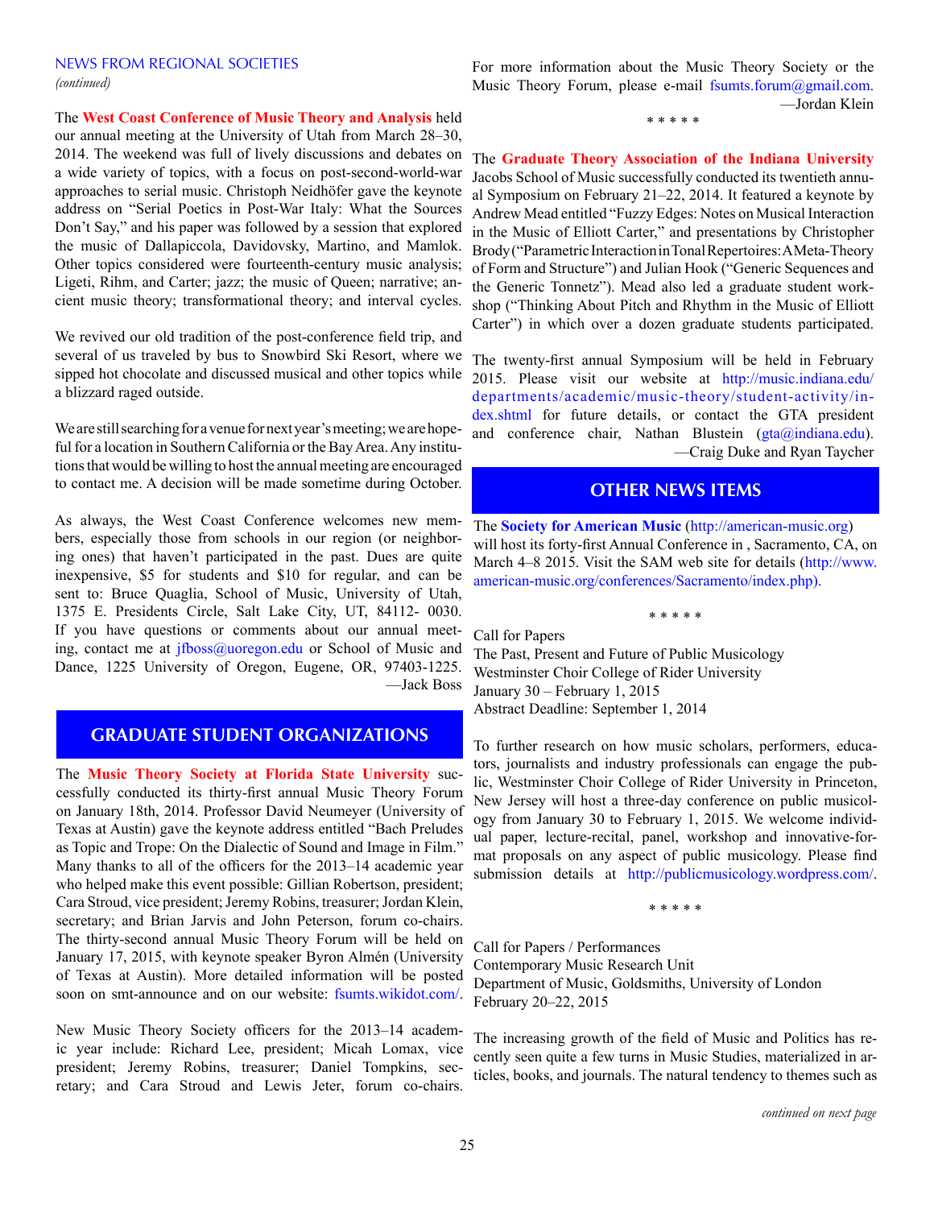## NEWS FROM REGIONAL SOCIETIES

*(continued)*

The **West Coast Conference of Music Theory and Analysis** held our annual meeting at the University of Utah from March 28–30, 2014. The weekend was full of lively discussions and debates on a wide variety of topics, with a focus on post-second-world-war approaches to serial music. Christoph Neidhöfer gave the keynote address on "Serial Poetics in Post-War Italy: What the Sources Don't Say," and his paper was followed by a session that explored the music of Dallapiccola, Davidovsky, Martino, and Mamlok. Other topics considered were fourteenth-century music analysis; Ligeti, Rihm, and Carter; jazz; the music of Queen; narrative; ancient music theory; transformational theory; and interval cycles.

We revived our old tradition of the post-conference field trip, and several of us traveled by bus to Snowbird Ski Resort, where we sipped hot chocolate and discussed musical and other topics while a blizzard raged outside.

We are still searching for a venue for next year's meeting; we are hopeful for a location in Southern California or the Bay Area. Any institutions that would be willing to host the annual meeting are encouraged to contact me. A decision will be made sometime during October.

As always, the West Coast Conference welcomes new members, especially those from schools in our region (or neighboring ones) that haven't participated in the past. Dues are quite inexpensive, $5 for students and $10 for regular, and can be sent to: Bruce Quaglia, School of Music, University of Utah, 1375 E. Presidents Circle, Salt Lake City, UT, 84112- 0030. If you have questions or comments about our annual meeting, contact me at jfboss@uoregon.edu or School of Music and Dance, 1225 University of Oregon, Eugene, OR, 97403-1225.

—Jack Boss

## GRADUATE STUDENT ORGANIZATIONS

The **Music Theory Society at Florida State University** successfully conducted its thirty-first annual Music Theory Forum on January 18th, 2014. Professor David Neumeyer (University of Texas at Austin) gave the keynote address entitled "Bach Preludes as Topic and Trope: On the Dialectic of Sound and Image in Film." Many thanks to all of the officers for the 2013–14 academic year who helped make this event possible: Gillian Robertson, president; Cara Stroud, vice president; Jeremy Robins, treasurer; Jordan Klein, secretary; and Brian Jarvis and John Peterson, forum co-chairs. The thirty-second annual Music Theory Forum will be held on January 17, 2015, with keynote speaker Byron Almén (University of Texas at Austin). More detailed information will be posted soon on smt-announce and on our website: fsumts.wikidot.com/.

New Music Theory Society officers for the 2013–14 academic year include: Richard Lee, president; Micah Lomax, vice president; Jeremy Robins, treasurer; Daniel Tompkins, secretary; and Cara Stroud and Lewis Jeter, forum co-chairs.

For more information about the Music Theory Society or the Music Theory Forum, please e-mail fsumts.forum@gmail.com.

—Jordan Klein

\* \* \* \* \*

The **Graduate Theory Association of the Indiana University** Jacobs School of Music successfully conducted its twentieth annual Symposium on February 21–22, 2014. It featured a keynote by Andrew Mead entitled "Fuzzy Edges: Notes on Musical Interaction in the Music of Elliott Carter," and presentations by Christopher Brody ("Parametric Interaction in Tonal Repertoires: A Meta-Theory of Form and Structure") and Julian Hook ("Generic Sequences and the Generic Tonnetz"). Mead also led a graduate student workshop ("Thinking About Pitch and Rhythm in the Music of Elliott Carter") in which over a dozen graduate students participated.

The twenty-first annual Symposium will be held in February 2015. Please visit our website at http://music.indiana.edu/departments/academic/music-theory/student-activity/index.shtml for future details, or contact the GTA president and conference chair, Nathan Blustein (gta@indiana.edu).

—Craig Duke and Ryan Taycher

## OTHER NEWS ITEMS

The **Society for American Music** (http://american-music.org) will host its forty-first Annual Conference in , Sacramento, CA, on March 4–8 2015. Visit the SAM web site for details (http://www.american-music.org/conferences/Sacramento/index.php).

\* \* \* \* \*

Call for Papers
The Past, Present and Future of Public Musicology
Westminster Choir College of Rider University
January 30 – February 1, 2015
Abstract Deadline: September 1, 2014

To further research on how music scholars, performers, educators, journalists and industry professionals can engage the public, Westminster Choir College of Rider University in Princeton, New Jersey will host a three-day conference on public musicology from January 30 to February 1, 2015. We welcome individual paper, lecture-recital, panel, workshop and innovative-format proposals on any aspect of public musicology. Please find submission details at http://publicmusicology.wordpress.com/.

\* \* \* \* \*

Call for Papers / Performances
Contemporary Music Research Unit
Department of Music, Goldsmiths, University of London
February 20–22, 2015

The increasing growth of the field of Music and Politics has recently seen quite a few turns in Music Studies, materialized in articles, books, and journals. The natural tendency to themes such as

*continued on next page*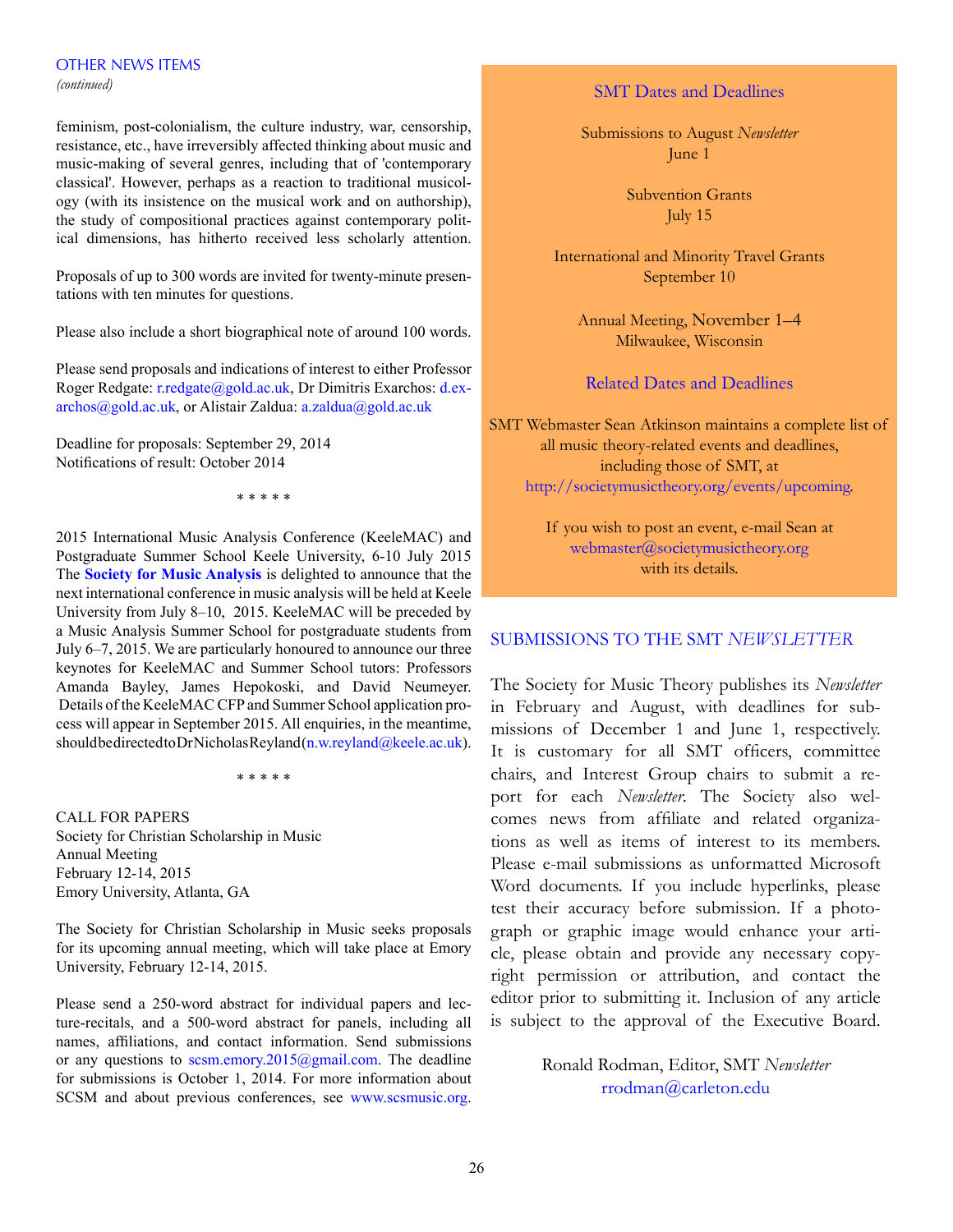## OTHER NEWS ITEMS

*(continued)*

feminism, post-colonialism, the culture industry, war, censorship, resistance, etc., have irreversibly affected thinking about music and music-making of several genres, including that of 'contemporary classical'. However, perhaps as a reaction to traditional musicology (with its insistence on the musical work and on authorship), the study of compositional practices against contemporary political dimensions, has hitherto received less scholarly attention.

Proposals of up to 300 words are invited for twenty-minute presentations with ten minutes for questions.

Please also include a short biographical note of around 100 words.

Please send proposals and indications of interest to either Professor Roger Redgate: r.redgate@gold.ac.uk, Dr Dimitris Exarchos: d.exarchos@gold.ac.uk, or Alistair Zaldua: a.zaldua@gold.ac.uk

Deadline for proposals: September 29, 2014
Notifications of result: October 2014

\* \* \* \* \*

2015 International Music Analysis Conference (KeeleMAC) and Postgraduate Summer School Keele University, 6-10 July 2015
The **Society for Music Analysis** is delighted to announce that the next international conference in music analysis will be held at Keele University from July 8–10, 2015. KeeleMAC will be preceded by a Music Analysis Summer School for postgraduate students from July 6–7, 2015. We are particularly honoured to announce our three keynotes for KeeleMAC and Summer School tutors: Professors Amanda Bayley, James Hepokoski, and David Neumeyer. Details of the KeeleMAC CFP and Summer School application process will appear in September 2015. All enquiries, in the meantime, should be directed to Dr Nicholas Reyland (n.w.reyland@keele.ac.uk).

\* \* \* \* \*

CALL FOR PAPERS
Society for Christian Scholarship in Music
Annual Meeting
February 12-14, 2015
Emory University, Atlanta, GA

The Society for Christian Scholarship in Music seeks proposals for its upcoming annual meeting, which will take place at Emory University, February 12-14, 2015.

Please send a 250-word abstract for individual papers and lecture-recitals, and a 500-word abstract for panels, including all names, affiliations, and contact information. Send submissions or any questions to scsm.emory.2015@gmail.com. The deadline for submissions is October 1, 2014. For more information about SCSM and about previous conferences, see www.scsmusic.org.

### SMT Dates and Deadlines

Submissions to August *Newsletter*
June 1

Subvention Grants
July 15

International and Minority Travel Grants
September 10

Annual Meeting, November 1–4
Milwaukee, Wisconsin

### Related Dates and Deadlines

SMT Webmaster Sean Atkinson maintains a complete list of all music theory-related events and deadlines, including those of SMT, at http://societymusictheory.org/events/upcoming.

If you wish to post an event, e-mail Sean at webmaster@societymusictheory.org with its details.

## SUBMISSIONS TO THE SMT *NEWSLETTER*

The Society for Music Theory publishes its *Newsletter* in February and August, with deadlines for submissions of December 1 and June 1, respectively. It is customary for all SMT officers, committee chairs, and Interest Group chairs to submit a report for each *Newsletter*. The Society also welcomes news from affiliate and related organizations as well as items of interest to its members. Please e-mail submissions as unformatted Microsoft Word documents. If you include hyperlinks, please test their accuracy before submission. If a photograph or graphic image would enhance your article, please obtain and provide any necessary copyright permission or attribution, and contact the editor prior to submitting it. Inclusion of any article is subject to the approval of the Executive Board.

Ronald Rodman, Editor, SMT *Newsletter*
rrodman@carleton.edu